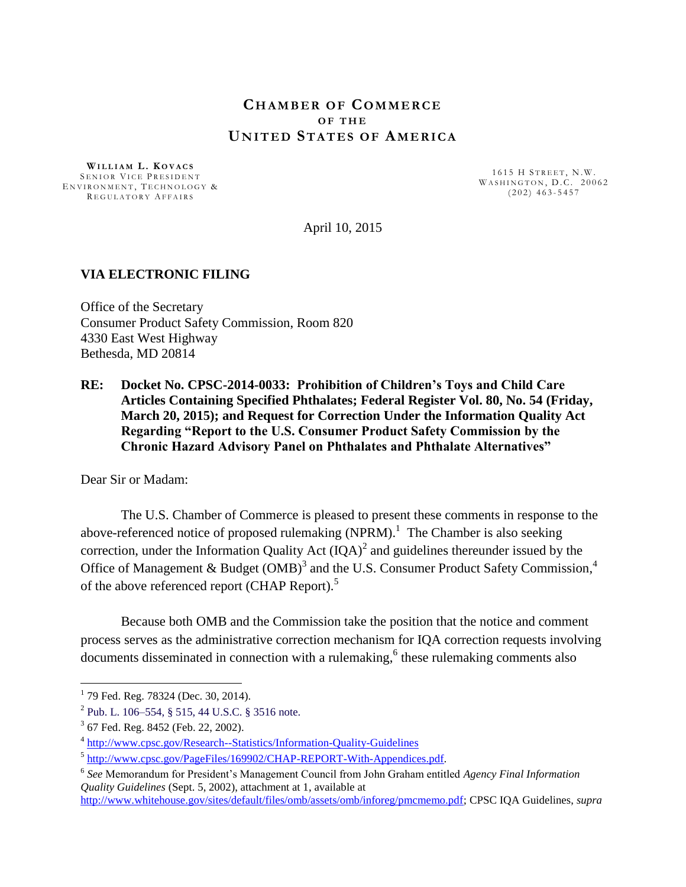# CHAMBER OF COMMERCE OF THE UNITED STATES OF AMERICA

**WILLIAM L. KOVACS**
SENIOR VICE PRESIDENT
ENVIRONMENT, TECHNOLOGY &
REGULATORY AFFAIRS

1615 H STREET, N.W.
WASHINGTON, D.C. 20062
(202) 463-5457

April 10, 2015

**VIA ELECTRONIC FILING**

Office of the Secretary
Consumer Product Safety Commission, Room 820
4330 East West Highway
Bethesda, MD 20814

**RE: Docket No. CPSC-2014-0033: Prohibition of Children's Toys and Child Care Articles Containing Specified Phthalates; Federal Register Vol. 80, No. 54 (Friday, March 20, 2015); and Request for Correction Under the Information Quality Act Regarding "Report to the U.S. Consumer Product Safety Commission by the Chronic Hazard Advisory Panel on Phthalates and Phthalate Alternatives"**

Dear Sir or Madam:

The U.S. Chamber of Commerce is pleased to present these comments in response to the above-referenced notice of proposed rulemaking (NPRM).[1] The Chamber is also seeking correction, under the Information Quality Act (IQA)[2] and guidelines thereunder issued by the Office of Management & Budget (OMB)[3] and the U.S. Consumer Product Safety Commission,[4] of the above referenced report (CHAP Report).[5]

Because both OMB and the Commission take the position that the notice and comment process serves as the administrative correction mechanism for IQA correction requests involving documents disseminated in connection with a rulemaking,[6] these rulemaking comments also

---

[1] 79 Fed. Reg. 78324 (Dec. 30, 2014).

[2] Pub. L. 106–554, § 515, 44 U.S.C. § 3516 note.

[3] 67 Fed. Reg. 8452 (Feb. 22, 2002).

[4] http://www.cpsc.gov/Research--Statistics/Information-Quality-Guidelines

[5] http://www.cpsc.gov/PageFiles/169902/CHAP-REPORT-With-Appendices.pdf.

[6] *See* Memorandum for President's Management Council from John Graham entitled *Agency Final Information Quality Guidelines* (Sept. 5, 2002), attachment at 1, available at http://www.whitehouse.gov/sites/default/files/omb/assets/omb/inforeg/pmcmemo.pdf; CPSC IQA Guidelines, *supra*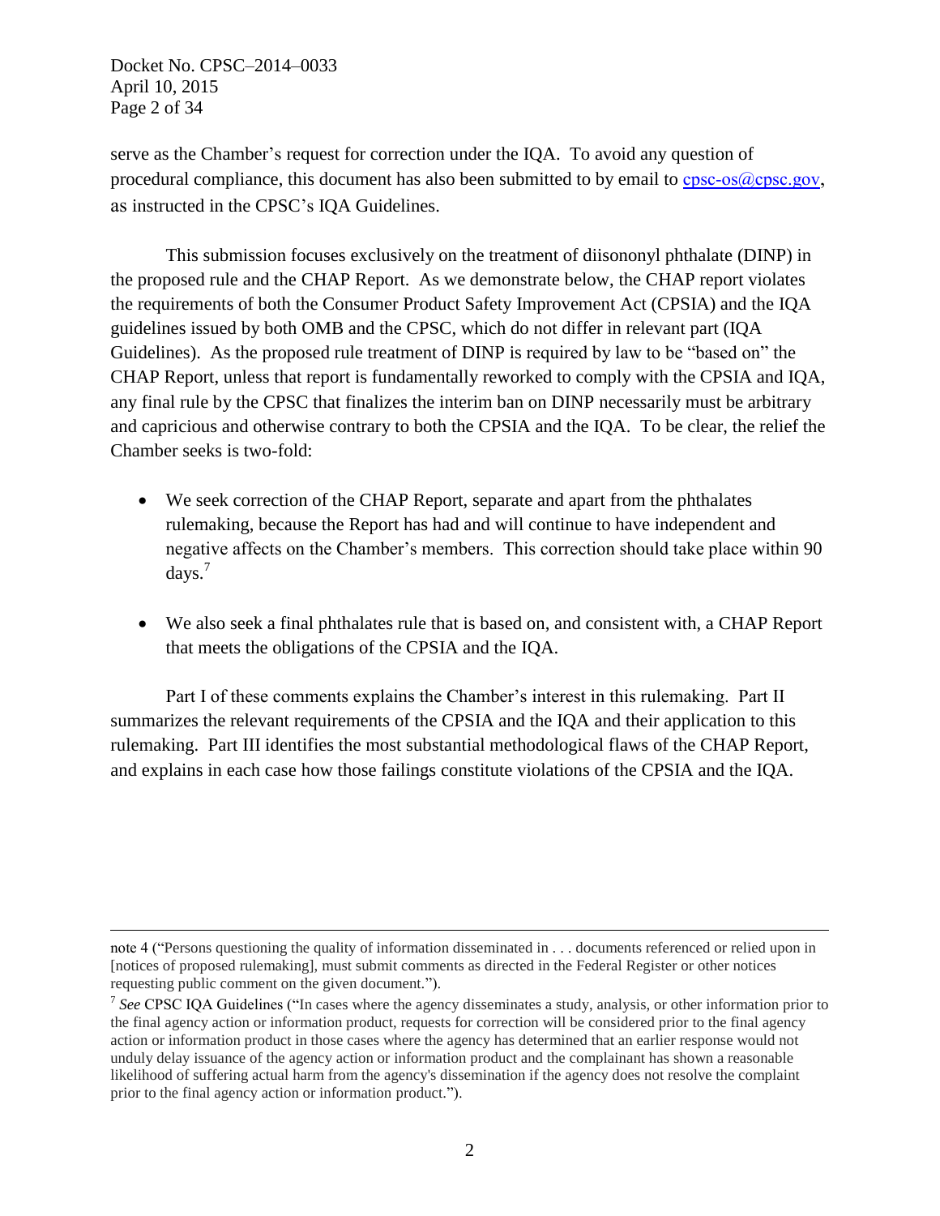serve as the Chamber's request for correction under the IQA. To avoid any question of procedural compliance, this document has also been submitted to by email to cpsc-os@cpsc.gov, as instructed in the CPSC's IQA Guidelines.

This submission focuses exclusively on the treatment of diisononyl phthalate (DINP) in the proposed rule and the CHAP Report. As we demonstrate below, the CHAP report violates the requirements of both the Consumer Product Safety Improvement Act (CPSIA) and the IQA guidelines issued by both OMB and the CPSC, which do not differ in relevant part (IQA Guidelines). As the proposed rule treatment of DINP is required by law to be "based on" the CHAP Report, unless that report is fundamentally reworked to comply with the CPSIA and IQA, any final rule by the CPSC that finalizes the interim ban on DINP necessarily must be arbitrary and capricious and otherwise contrary to both the CPSIA and the IQA. To be clear, the relief the Chamber seeks is two-fold:

- We seek correction of the CHAP Report, separate and apart from the phthalates rulemaking, because the Report has had and will continue to have independent and negative affects on the Chamber's members. This correction should take place within 90 days.[7]
- We also seek a final phthalates rule that is based on, and consistent with, a CHAP Report that meets the obligations of the CPSIA and the IQA.

Part I of these comments explains the Chamber's interest in this rulemaking. Part II summarizes the relevant requirements of the CPSIA and the IQA and their application to this rulemaking. Part III identifies the most substantial methodological flaws of the CHAP Report, and explains in each case how those failings constitute violations of the CPSIA and the IQA.

---

note 4 ("Persons questioning the quality of information disseminated in . . . documents referenced or relied upon in [notices of proposed rulemaking], must submit comments as directed in the Federal Register or other notices requesting public comment on the given document.").

[7] *See* CPSC IQA Guidelines ("In cases where the agency disseminates a study, analysis, or other information prior to the final agency action or information product, requests for correction will be considered prior to the final agency action or information product in those cases where the agency has determined that an earlier response would not unduly delay issuance of the agency action or information product and the complainant has shown a reasonable likelihood of suffering actual harm from the agency's dissemination if the agency does not resolve the complaint prior to the final agency action or information product.").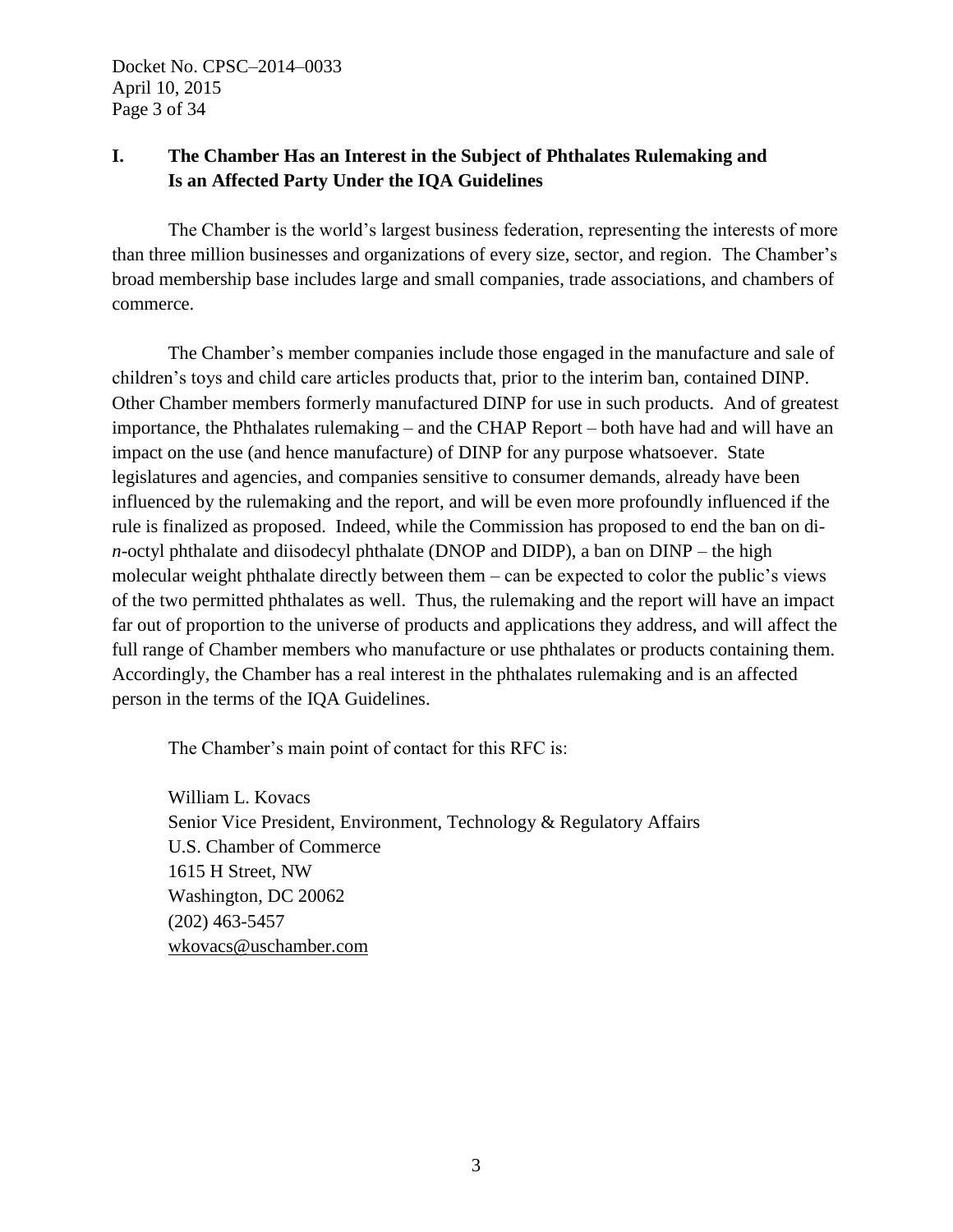## I. The Chamber Has an Interest in the Subject of Phthalates Rulemaking and Is an Affected Party Under the IQA Guidelines

The Chamber is the world's largest business federation, representing the interests of more than three million businesses and organizations of every size, sector, and region. The Chamber's broad membership base includes large and small companies, trade associations, and chambers of commerce.

The Chamber's member companies include those engaged in the manufacture and sale of children's toys and child care articles products that, prior to the interim ban, contained DINP. Other Chamber members formerly manufactured DINP for use in such products. And of greatest importance, the Phthalates rulemaking – and the CHAP Report – both have had and will have an impact on the use (and hence manufacture) of DINP for any purpose whatsoever. State legislatures and agencies, and companies sensitive to consumer demands, already have been influenced by the rulemaking and the report, and will be even more profoundly influenced if the rule is finalized as proposed. Indeed, while the Commission has proposed to end the ban on di-*n*-octyl phthalate and diisodecyl phthalate (DNOP and DIDP), a ban on DINP – the high molecular weight phthalate directly between them – can be expected to color the public's views of the two permitted phthalates as well. Thus, the rulemaking and the report will have an impact far out of proportion to the universe of products and applications they address, and will affect the full range of Chamber members who manufacture or use phthalates or products containing them. Accordingly, the Chamber has a real interest in the phthalates rulemaking and is an affected person in the terms of the IQA Guidelines.

The Chamber's main point of contact for this RFC is:

William L. Kovacs  
Senior Vice President, Environment, Technology & Regulatory Affairs  
U.S. Chamber of Commerce  
1615 H Street, NW  
Washington, DC 20062  
(202) 463-5457  
wkovacs@uschamber.com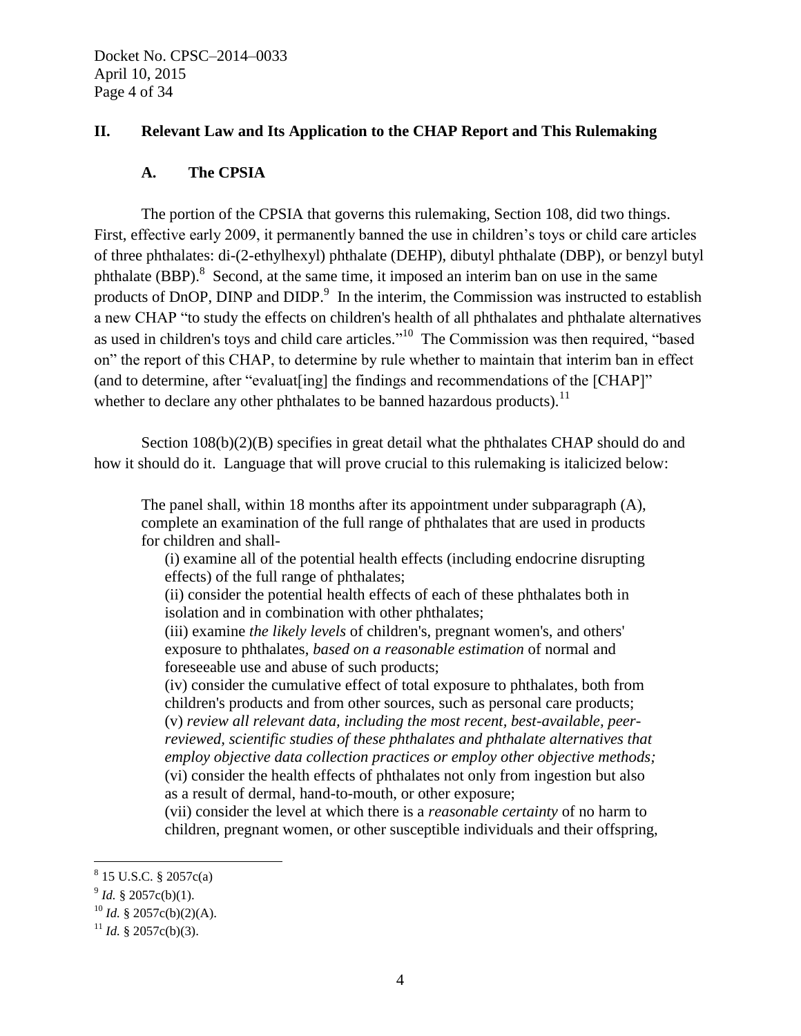## II. Relevant Law and Its Application to the CHAP Report and This Rulemaking

### A. The CPSIA

The portion of the CPSIA that governs this rulemaking, Section 108, did two things. First, effective early 2009, it permanently banned the use in children's toys or child care articles of three phthalates: di-(2-ethylhexyl) phthalate (DEHP), dibutyl phthalate (DBP), or benzyl butyl phthalate (BBP).[8] Second, at the same time, it imposed an interim ban on use in the same products of DnOP, DINP and DIDP.[9] In the interim, the Commission was instructed to establish a new CHAP "to study the effects on children's health of all phthalates and phthalate alternatives as used in children's toys and child care articles."[10] The Commission was then required, "based on" the report of this CHAP, to determine by rule whether to maintain that interim ban in effect (and to determine, after "evaluat[ing] the findings and recommendations of the [CHAP]" whether to declare any other phthalates to be banned hazardous products).[11]

Section 108(b)(2)(B) specifies in great detail what the phthalates CHAP should do and how it should do it. Language that will prove crucial to this rulemaking is italicized below:

> The panel shall, within 18 months after its appointment under subparagraph (A), complete an examination of the full range of phthalates that are used in products for children and shall-
>
> (i) examine all of the potential health effects (including endocrine disrupting effects) of the full range of phthalates;
>
> (ii) consider the potential health effects of each of these phthalates both in isolation and in combination with other phthalates;
>
> (iii) examine *the likely levels* of children's, pregnant women's, and others' exposure to phthalates, *based on a reasonable estimation* of normal and foreseeable use and abuse of such products;
>
> (iv) consider the cumulative effect of total exposure to phthalates, both from children's products and from other sources, such as personal care products;
>
> (v) *review all relevant data, including the most recent, best-available, peer-reviewed, scientific studies of these phthalates and phthalate alternatives that employ objective data collection practices or employ other objective methods;*
>
> (vi) consider the health effects of phthalates not only from ingestion but also as a result of dermal, hand-to-mouth, or other exposure;
>
> (vii) consider the level at which there is a *reasonable certainty* of no harm to children, pregnant women, or other susceptible individuals and their offspring,

---

[8] 15 U.S.C. § 2057c(a)

[9] *Id.* § 2057c(b)(1).

[10] *Id.* § 2057c(b)(2)(A).

[11] *Id.* § 2057c(b)(3).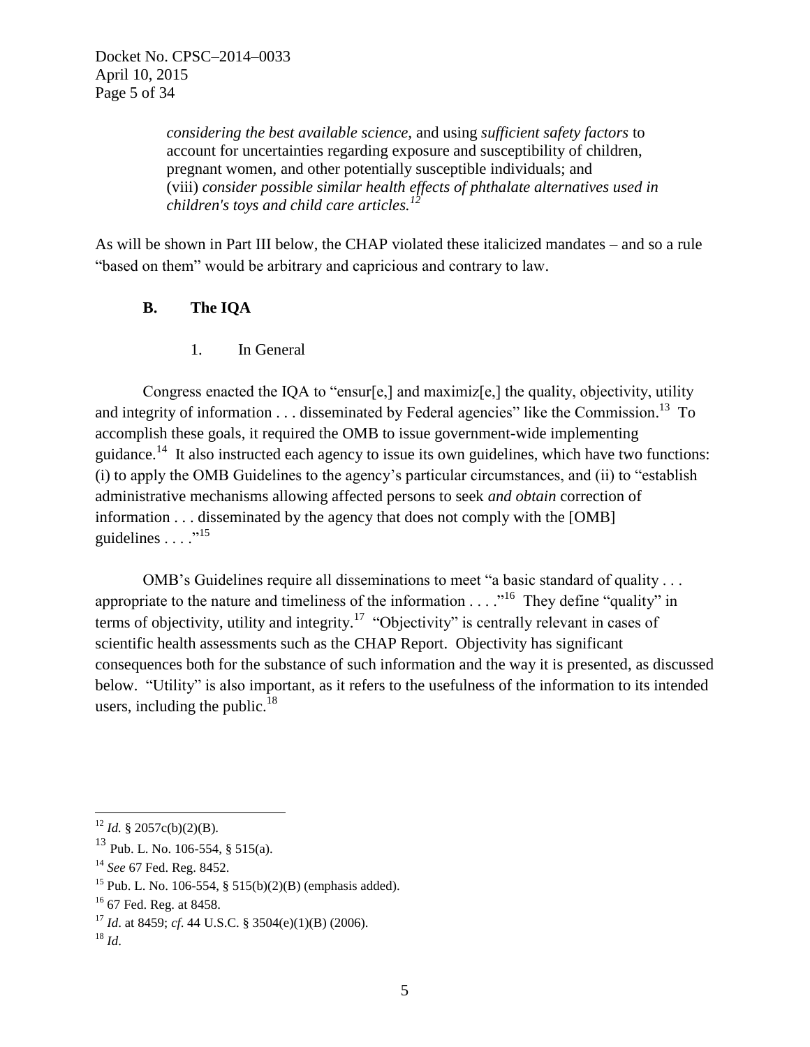> *considering the best available science,* and using *sufficient safety factors* to account for uncertainties regarding exposure and susceptibility of children, pregnant women, and other potentially susceptible individuals; and (viii) *consider possible similar health effects of phthalate alternatives used in children's toys and child care articles.*[12]

As will be shown in Part III below, the CHAP violated these italicized mandates – and so a rule "based on them" would be arbitrary and capricious and contrary to law.

### B. The IQA

#### 1. In General

Congress enacted the IQA to "ensur[e,] and maximiz[e,] the quality, objectivity, utility and integrity of information . . . disseminated by Federal agencies" like the Commission.[13] To accomplish these goals, it required the OMB to issue government-wide implementing guidance.[14] It also instructed each agency to issue its own guidelines, which have two functions: (i) to apply the OMB Guidelines to the agency's particular circumstances, and (ii) to "establish administrative mechanisms allowing affected persons to seek *and obtain* correction of information . . . disseminated by the agency that does not comply with the [OMB] guidelines . . . ."[15]

OMB's Guidelines require all disseminations to meet "a basic standard of quality . . . appropriate to the nature and timeliness of the information . . . ."[16] They define "quality" in terms of objectivity, utility and integrity.[17] "Objectivity" is centrally relevant in cases of scientific health assessments such as the CHAP Report. Objectivity has significant consequences both for the substance of such information and the way it is presented, as discussed below. "Utility" is also important, as it refers to the usefulness of the information to its intended users, including the public.[18]

---

[12] *Id.* § 2057c(b)(2)(B).

[13] Pub. L. No. 106-554, § 515(a).

[14] *See* 67 Fed. Reg. 8452.

[15] Pub. L. No. 106-554, § 515(b)(2)(B) (emphasis added).

[16] 67 Fed. Reg. at 8458.

[17] *Id*. at 8459; *cf*. 44 U.S.C. § 3504(e)(1)(B) (2006).

[18] *Id*.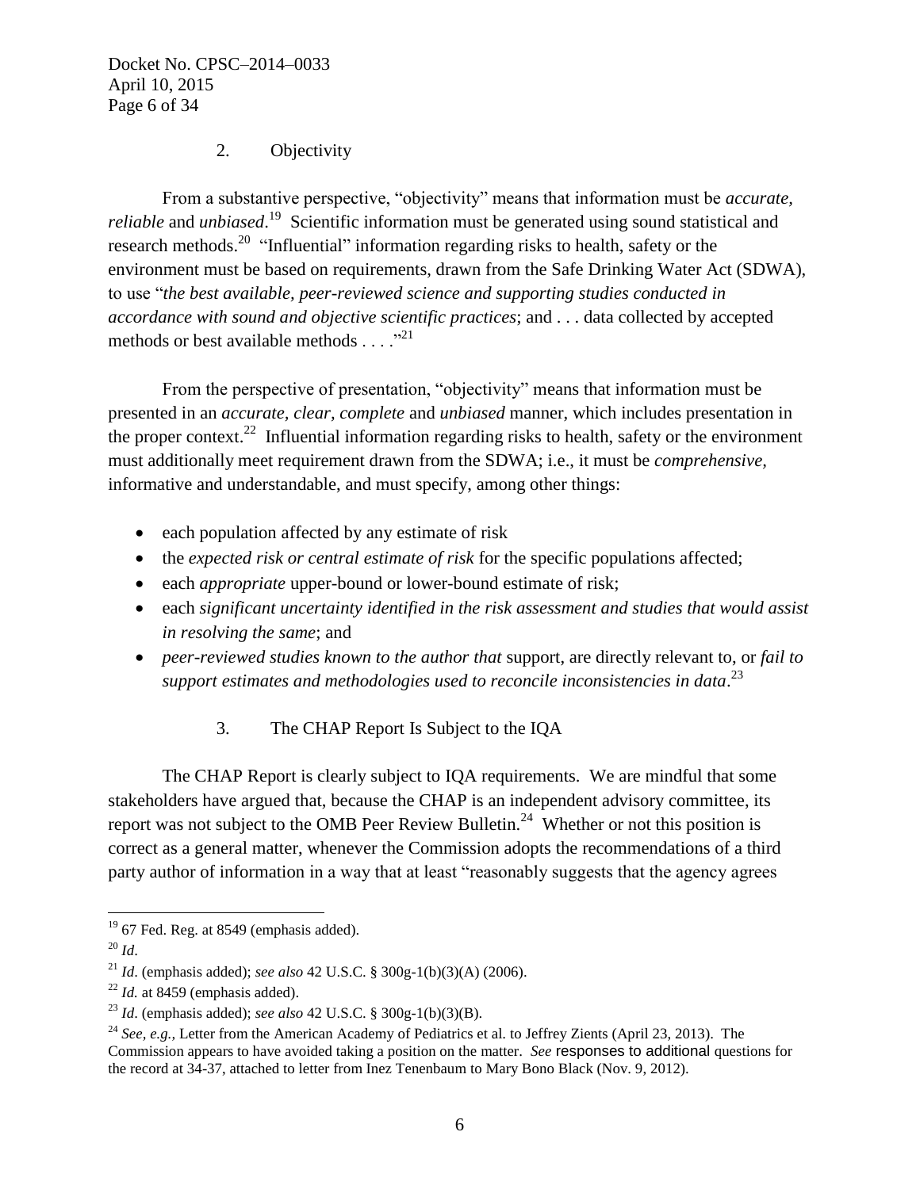### 2. Objectivity

From a substantive perspective, "objectivity" means that information must be *accurate, reliable* and *unbiased*.[19] Scientific information must be generated using sound statistical and research methods.[20] "Influential" information regarding risks to health, safety or the environment must be based on requirements, drawn from the Safe Drinking Water Act (SDWA), to use "*the best available, peer-reviewed science and supporting studies conducted in accordance with sound and objective scientific practices*; and . . . data collected by accepted methods or best available methods . . . ."[21]

From the perspective of presentation, "objectivity" means that information must be presented in an *accurate, clear, complete* and *unbiased* manner, which includes presentation in the proper context.[22] Influential information regarding risks to health, safety or the environment must additionally meet requirement drawn from the SDWA; i.e., it must be *comprehensive*, informative and understandable, and must specify, among other things:

- each population affected by any estimate of risk
- the *expected risk or central estimate of risk* for the specific populations affected;
- each *appropriate* upper-bound or lower-bound estimate of risk;
- each *significant uncertainty identified in the risk assessment and studies that would assist in resolving the same*; and
- *peer-reviewed studies known to the author that* support, are directly relevant to, or *fail to support estimates and methodologies used to reconcile inconsistencies in data*.[23]

### 3. The CHAP Report Is Subject to the IQA

The CHAP Report is clearly subject to IQA requirements. We are mindful that some stakeholders have argued that, because the CHAP is an independent advisory committee, its report was not subject to the OMB Peer Review Bulletin.[24] Whether or not this position is correct as a general matter, whenever the Commission adopts the recommendations of a third party author of information in a way that at least "reasonably suggests that the agency agrees

---

[19] 67 Fed. Reg. at 8549 (emphasis added).

[20] *Id*.

[21] *Id*. (emphasis added); *see also* 42 U.S.C. § 300g-1(b)(3)(A) (2006).

[22] *Id.* at 8459 (emphasis added).

[23] *Id*. (emphasis added); *see also* 42 U.S.C. § 300g-1(b)(3)(B).

[24] *See, e.g.,* Letter from the American Academy of Pediatrics et al. to Jeffrey Zients (April 23, 2013). The Commission appears to have avoided taking a position on the matter. *See* responses to additional questions for the record at 34-37, attached to letter from Inez Tenenbaum to Mary Bono Black (Nov. 9, 2012).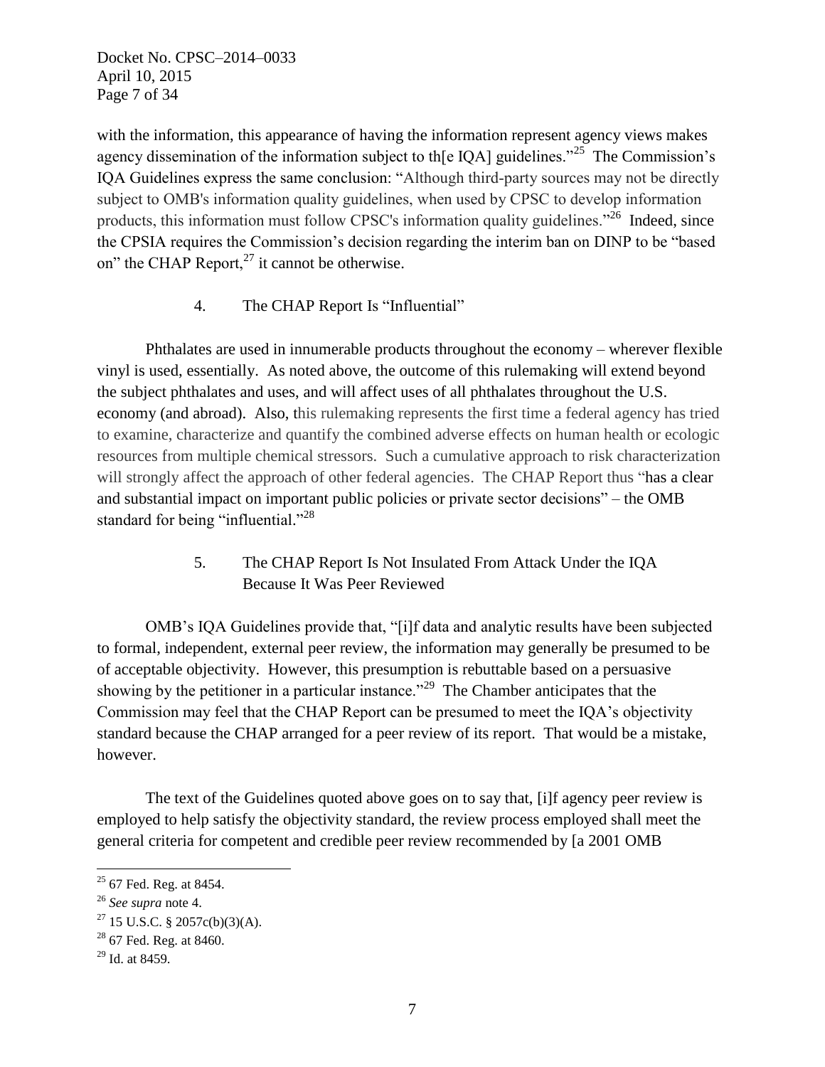with the information, this appearance of having the information represent agency views makes agency dissemination of the information subject to th[e IQA] guidelines."[25] The Commission's IQA Guidelines express the same conclusion: "Although third-party sources may not be directly subject to OMB's information quality guidelines, when used by CPSC to develop information products, this information must follow CPSC's information quality guidelines."[26] Indeed, since the CPSIA requires the Commission's decision regarding the interim ban on DINP to be "based on" the CHAP Report,[27] it cannot be otherwise.

### 4. The CHAP Report Is "Influential"

Phthalates are used in innumerable products throughout the economy – wherever flexible vinyl is used, essentially. As noted above, the outcome of this rulemaking will extend beyond the subject phthalates and uses, and will affect uses of all phthalates throughout the U.S. economy (and abroad). Also, this rulemaking represents the first time a federal agency has tried to examine, characterize and quantify the combined adverse effects on human health or ecologic resources from multiple chemical stressors. Such a cumulative approach to risk characterization will strongly affect the approach of other federal agencies. The CHAP Report thus "has a clear and substantial impact on important public policies or private sector decisions" – the OMB standard for being "influential."[28]

### 5. The CHAP Report Is Not Insulated From Attack Under the IQA Because It Was Peer Reviewed

OMB's IQA Guidelines provide that, "[i]f data and analytic results have been subjected to formal, independent, external peer review, the information may generally be presumed to be of acceptable objectivity. However, this presumption is rebuttable based on a persuasive showing by the petitioner in a particular instance."[29] The Chamber anticipates that the Commission may feel that the CHAP Report can be presumed to meet the IQA's objectivity standard because the CHAP arranged for a peer review of its report. That would be a mistake, however.

The text of the Guidelines quoted above goes on to say that, [i]f agency peer review is employed to help satisfy the objectivity standard, the review process employed shall meet the general criteria for competent and credible peer review recommended by [a 2001 OMB

---

[25] 67 Fed. Reg. at 8454.

[26] *See supra* note 4.

[27] 15 U.S.C. § 2057c(b)(3)(A).

[28] 67 Fed. Reg. at 8460.

[29] Id. at 8459.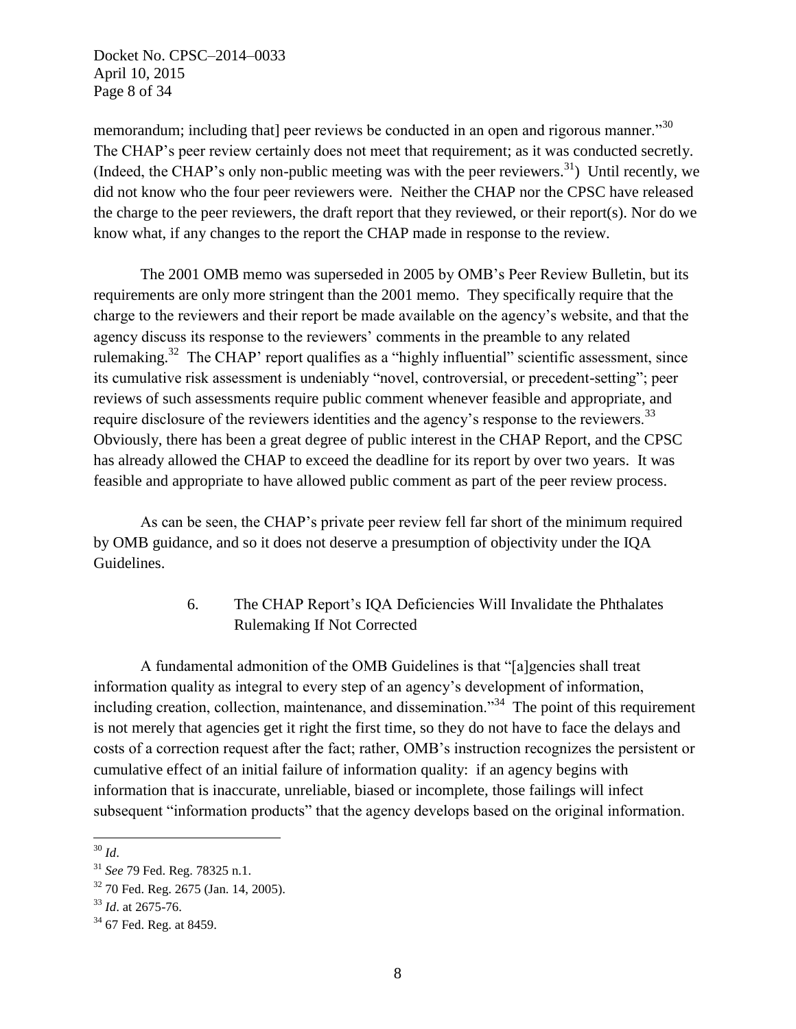memorandum; including that] peer reviews be conducted in an open and rigorous manner."[30] The CHAP's peer review certainly does not meet that requirement; as it was conducted secretly. (Indeed, the CHAP's only non-public meeting was with the peer reviewers.[31]) Until recently, we did not know who the four peer reviewers were. Neither the CHAP nor the CPSC have released the charge to the peer reviewers, the draft report that they reviewed, or their report(s). Nor do we know what, if any changes to the report the CHAP made in response to the review.

The 2001 OMB memo was superseded in 2005 by OMB's Peer Review Bulletin, but its requirements are only more stringent than the 2001 memo. They specifically require that the charge to the reviewers and their report be made available on the agency's website, and that the agency discuss its response to the reviewers' comments in the preamble to any related rulemaking.[32] The CHAP' report qualifies as a "highly influential" scientific assessment, since its cumulative risk assessment is undeniably "novel, controversial, or precedent-setting"; peer reviews of such assessments require public comment whenever feasible and appropriate, and require disclosure of the reviewers identities and the agency's response to the reviewers.[33] Obviously, there has been a great degree of public interest in the CHAP Report, and the CPSC has already allowed the CHAP to exceed the deadline for its report by over two years. It was feasible and appropriate to have allowed public comment as part of the peer review process.

As can be seen, the CHAP's private peer review fell far short of the minimum required by OMB guidance, and so it does not deserve a presumption of objectivity under the IQA Guidelines.

### 6. The CHAP Report's IQA Deficiencies Will Invalidate the Phthalates Rulemaking If Not Corrected

A fundamental admonition of the OMB Guidelines is that "[a]gencies shall treat information quality as integral to every step of an agency's development of information, including creation, collection, maintenance, and dissemination."[34] The point of this requirement is not merely that agencies get it right the first time, so they do not have to face the delays and costs of a correction request after the fact; rather, OMB's instruction recognizes the persistent or cumulative effect of an initial failure of information quality: if an agency begins with information that is inaccurate, unreliable, biased or incomplete, those failings will infect subsequent "information products" that the agency develops based on the original information.

---

[30] *Id*.

[31] *See* 79 Fed. Reg. 78325 n.1.

[32] 70 Fed. Reg. 2675 (Jan. 14, 2005).

[33] *Id*. at 2675-76.

[34] 67 Fed. Reg. at 8459.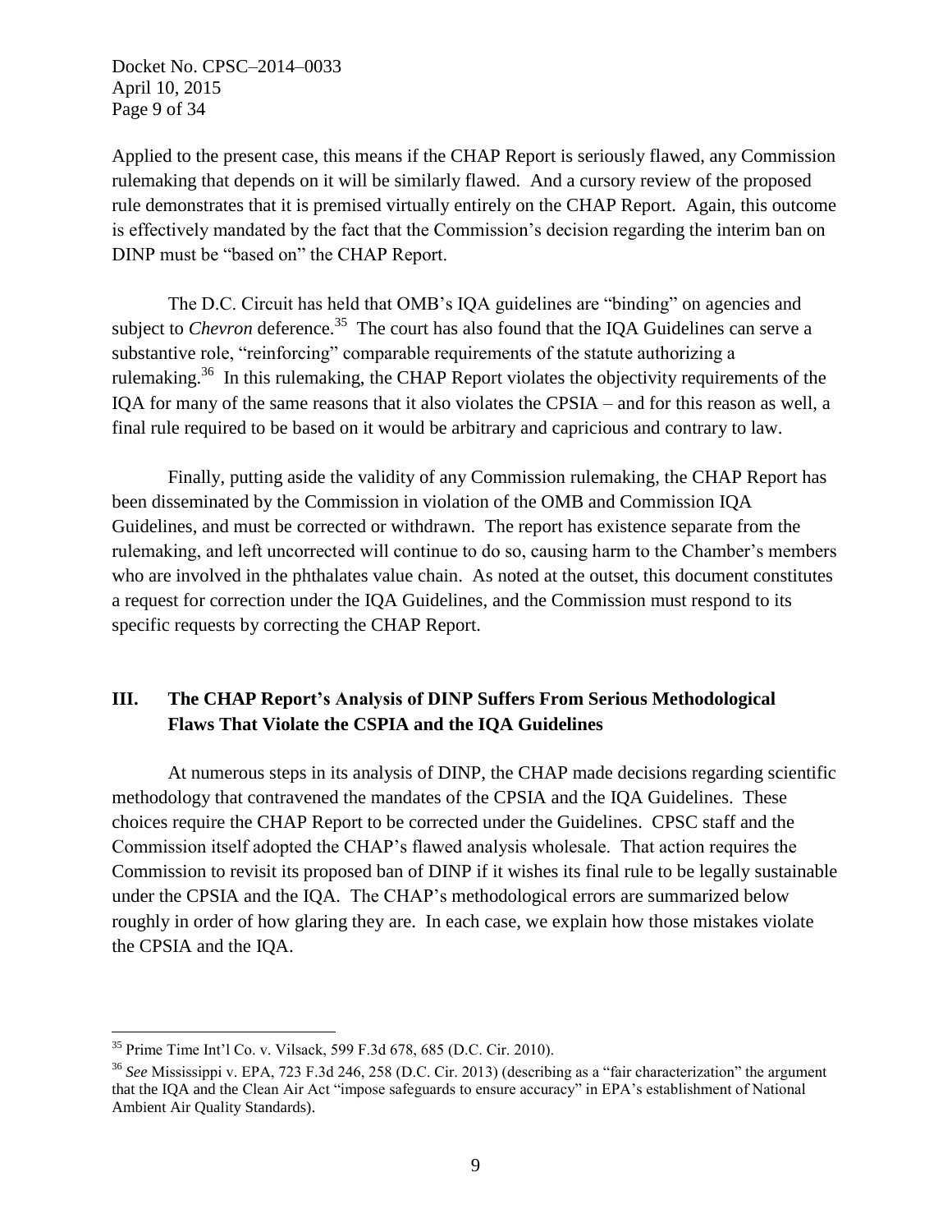Applied to the present case, this means if the CHAP Report is seriously flawed, any Commission rulemaking that depends on it will be similarly flawed. And a cursory review of the proposed rule demonstrates that it is premised virtually entirely on the CHAP Report. Again, this outcome is effectively mandated by the fact that the Commission's decision regarding the interim ban on DINP must be "based on" the CHAP Report.

The D.C. Circuit has held that OMB's IQA guidelines are "binding" on agencies and subject to *Chevron* deference.[35] The court has also found that the IQA Guidelines can serve a substantive role, "reinforcing" comparable requirements of the statute authorizing a rulemaking.[36] In this rulemaking, the CHAP Report violates the objectivity requirements of the IQA for many of the same reasons that it also violates the CPSIA – and for this reason as well, a final rule required to be based on it would be arbitrary and capricious and contrary to law.

Finally, putting aside the validity of any Commission rulemaking, the CHAP Report has been disseminated by the Commission in violation of the OMB and Commission IQA Guidelines, and must be corrected or withdrawn. The report has existence separate from the rulemaking, and left uncorrected will continue to do so, causing harm to the Chamber's members who are involved in the phthalates value chain. As noted at the outset, this document constitutes a request for correction under the IQA Guidelines, and the Commission must respond to its specific requests by correcting the CHAP Report.

## III. The CHAP Report's Analysis of DINP Suffers From Serious Methodological Flaws That Violate the CSPIA and the IQA Guidelines

At numerous steps in its analysis of DINP, the CHAP made decisions regarding scientific methodology that contravened the mandates of the CPSIA and the IQA Guidelines. These choices require the CHAP Report to be corrected under the Guidelines. CPSC staff and the Commission itself adopted the CHAP's flawed analysis wholesale. That action requires the Commission to revisit its proposed ban of DINP if it wishes its final rule to be legally sustainable under the CPSIA and the IQA. The CHAP's methodological errors are summarized below roughly in order of how glaring they are. In each case, we explain how those mistakes violate the CPSIA and the IQA.

---

[35] Prime Time Int'l Co. v. Vilsack, 599 F.3d 678, 685 (D.C. Cir. 2010).

[36] *See* Mississippi v. EPA, 723 F.3d 246, 258 (D.C. Cir. 2013) (describing as a "fair characterization" the argument that the IQA and the Clean Air Act "impose safeguards to ensure accuracy" in EPA's establishment of National Ambient Air Quality Standards).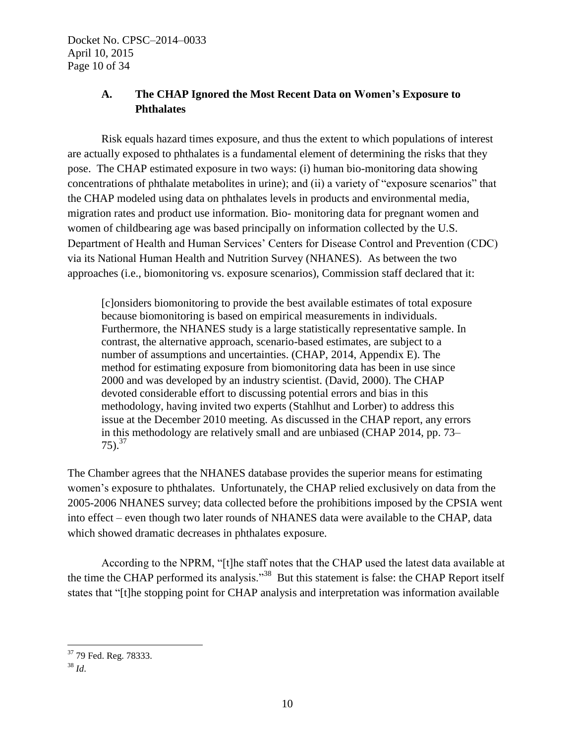### A. The CHAP Ignored the Most Recent Data on Women's Exposure to Phthalates

Risk equals hazard times exposure, and thus the extent to which populations of interest are actually exposed to phthalates is a fundamental element of determining the risks that they pose. The CHAP estimated exposure in two ways: (i) human bio-monitoring data showing concentrations of phthalate metabolites in urine); and (ii) a variety of "exposure scenarios" that the CHAP modeled using data on phthalates levels in products and environmental media, migration rates and product use information. Bio- monitoring data for pregnant women and women of childbearing age was based principally on information collected by the U.S. Department of Health and Human Services' Centers for Disease Control and Prevention (CDC) via its National Human Health and Nutrition Survey (NHANES). As between the two approaches (i.e., biomonitoring vs. exposure scenarios), Commission staff declared that it:

> [c]onsiders biomonitoring to provide the best available estimates of total exposure because biomonitoring is based on empirical measurements in individuals. Furthermore, the NHANES study is a large statistically representative sample. In contrast, the alternative approach, scenario-based estimates, are subject to a number of assumptions and uncertainties. (CHAP, 2014, Appendix E). The method for estimating exposure from biomonitoring data has been in use since 2000 and was developed by an industry scientist. (David, 2000). The CHAP devoted considerable effort to discussing potential errors and bias in this methodology, having invited two experts (Stahlhut and Lorber) to address this issue at the December 2010 meeting. As discussed in the CHAP report, any errors in this methodology are relatively small and are unbiased (CHAP 2014, pp. 73–75).[37]

The Chamber agrees that the NHANES database provides the superior means for estimating women's exposure to phthalates. Unfortunately, the CHAP relied exclusively on data from the 2005-2006 NHANES survey; data collected before the prohibitions imposed by the CPSIA went into effect – even though two later rounds of NHANES data were available to the CHAP, data which showed dramatic decreases in phthalates exposure.

According to the NPRM, "[t]he staff notes that the CHAP used the latest data available at the time the CHAP performed its analysis."[38] But this statement is false: the CHAP Report itself states that "[t]he stopping point for CHAP analysis and interpretation was information available

---

[37] 79 Fed. Reg. 78333.

[38] *Id*.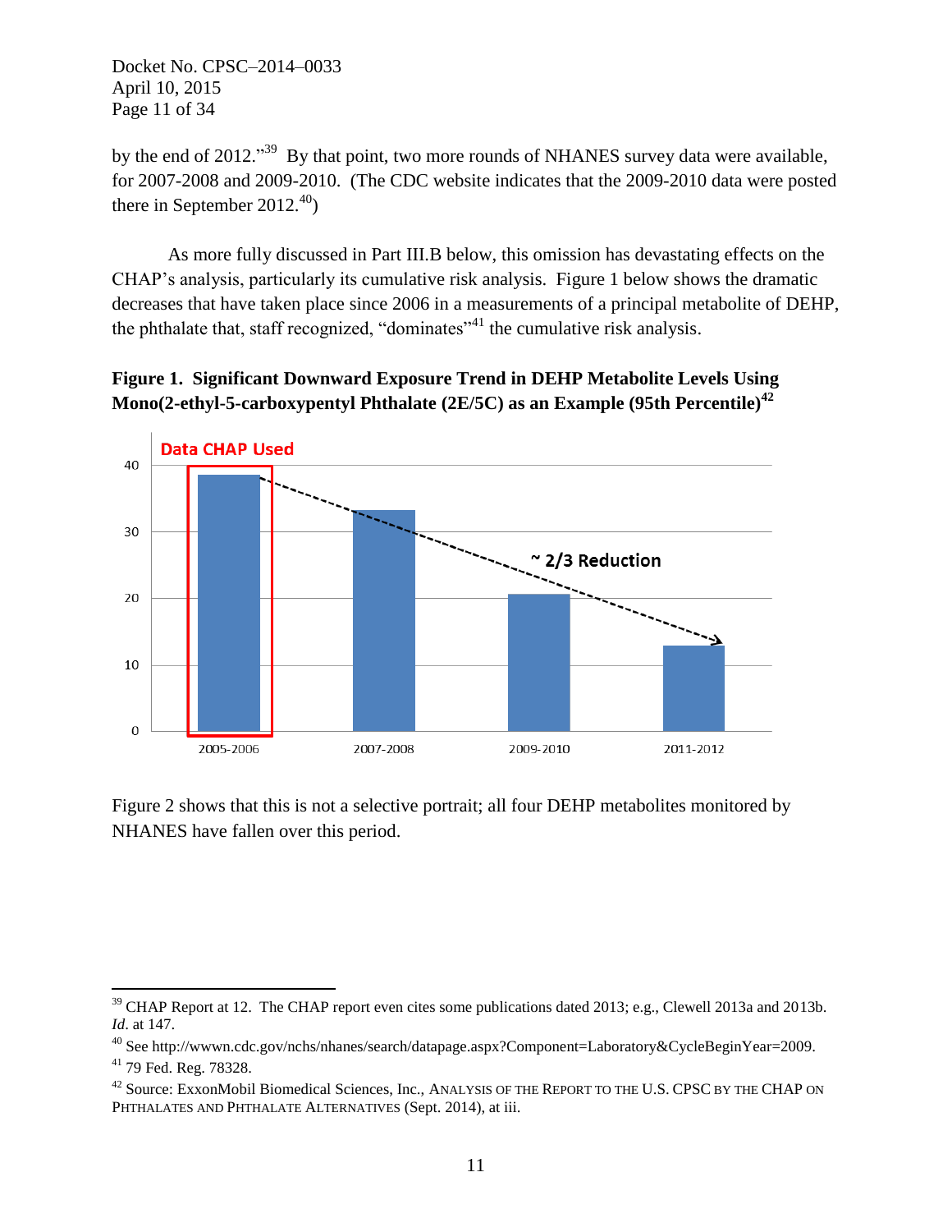by the end of 2012."[39] By that point, two more rounds of NHANES survey data were available, for 2007-2008 and 2009-2010. (The CDC website indicates that the 2009-2010 data were posted there in September 2012.[40])

As more fully discussed in Part III.B below, this omission has devastating effects on the CHAP's analysis, particularly its cumulative risk analysis. Figure 1 below shows the dramatic decreases that have taken place since 2006 in a measurements of a principal metabolite of DEHP, the phthalate that, staff recognized, "dominates"[41] the cumulative risk analysis.

**Figure 1. Significant Downward Exposure Trend in DEHP Metabolite Levels Using Mono(2-ethyl-5-carboxypentyl Phthalate (2E/5C) as an Example (95th Percentile)[42]**

Figure 2 shows that this is not a selective portrait; all four DEHP metabolites monitored by NHANES have fallen over this period.

---

[39] CHAP Report at 12. The CHAP report even cites some publications dated 2013; e.g., Clewell 2013a and 2013b. *Id*. at 147.

[40] See http://wwwn.cdc.gov/nchs/nhanes/search/datapage.aspx?Component=Laboratory&CycleBeginYear=2009.

[41] 79 Fed. Reg. 78328.

[42] Source: ExxonMobil Biomedical Sciences, Inc., ANALYSIS OF THE REPORT TO THE U.S. CPSC BY THE CHAP ON PHTHALATES AND PHTHALATE ALTERNATIVES (Sept. 2014), at iii.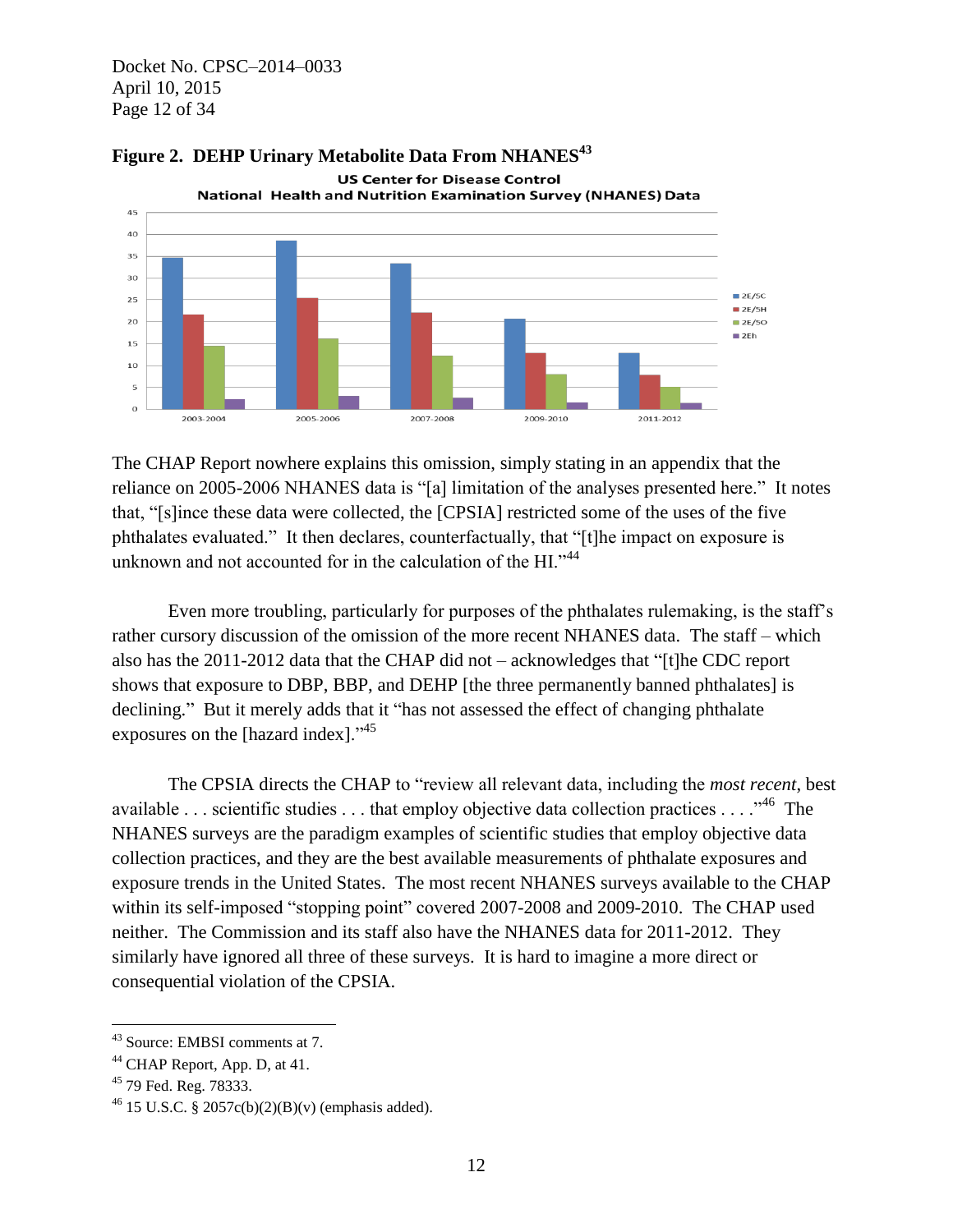**Figure 2. DEHP Urinary Metabolite Data From NHANES[43]**

The CHAP Report nowhere explains this omission, simply stating in an appendix that the reliance on 2005-2006 NHANES data is "[a] limitation of the analyses presented here." It notes that, "[s]ince these data were collected, the [CPSIA] restricted some of the uses of the five phthalates evaluated." It then declares, counterfactually, that "[t]he impact on exposure is unknown and not accounted for in the calculation of the HI."[44]

Even more troubling, particularly for purposes of the phthalates rulemaking, is the staff's rather cursory discussion of the omission of the more recent NHANES data. The staff – which also has the 2011-2012 data that the CHAP did not – acknowledges that "[t]he CDC report shows that exposure to DBP, BBP, and DEHP [the three permanently banned phthalates] is declining." But it merely adds that it "has not assessed the effect of changing phthalate exposures on the [hazard index]."[45]

The CPSIA directs the CHAP to "review all relevant data, including the *most recent*, best available . . . scientific studies . . . that employ objective data collection practices . . . ."[46] The NHANES surveys are the paradigm examples of scientific studies that employ objective data collection practices, and they are the best available measurements of phthalate exposures and exposure trends in the United States. The most recent NHANES surveys available to the CHAP within its self-imposed "stopping point" covered 2007-2008 and 2009-2010. The CHAP used neither. The Commission and its staff also have the NHANES data for 2011-2012. They similarly have ignored all three of these surveys. It is hard to imagine a more direct or consequential violation of the CPSIA.

---

[43] Source: EMBSI comments at 7.

[44] CHAP Report, App. D, at 41.

[45] 79 Fed. Reg. 78333.

[46] 15 U.S.C. § 2057c(b)(2)(B)(v) (emphasis added).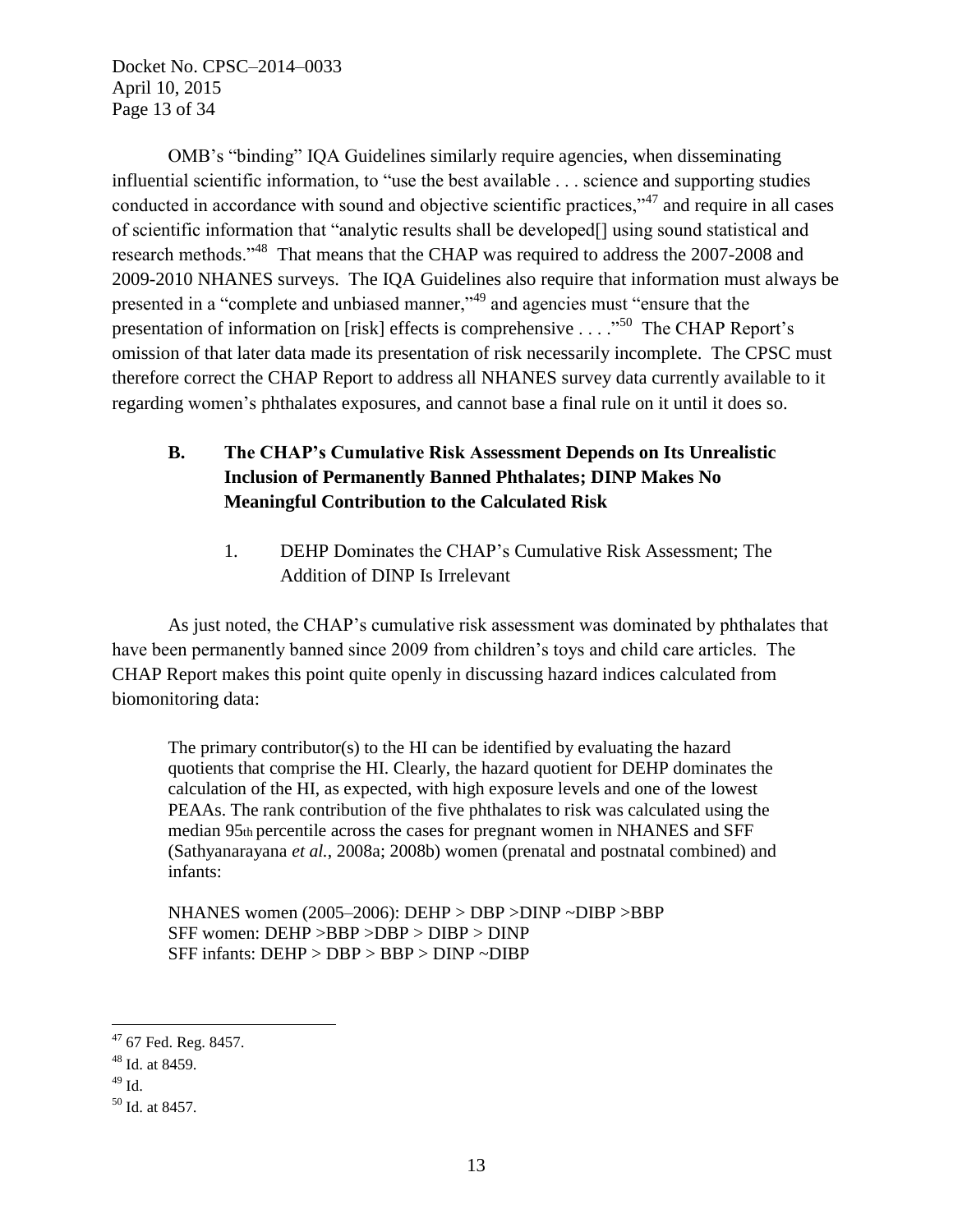OMB's "binding" IQA Guidelines similarly require agencies, when disseminating influential scientific information, to "use the best available . . . science and supporting studies conducted in accordance with sound and objective scientific practices,"[47] and require in all cases of scientific information that "analytic results shall be developed[] using sound statistical and research methods."[48] That means that the CHAP was required to address the 2007-2008 and 2009-2010 NHANES surveys. The IQA Guidelines also require that information must always be presented in a "complete and unbiased manner,"[49] and agencies must "ensure that the presentation of information on [risk] effects is comprehensive . . . ."[50] The CHAP Report's omission of that later data made its presentation of risk necessarily incomplete. The CPSC must therefore correct the CHAP Report to address all NHANES survey data currently available to it regarding women's phthalates exposures, and cannot base a final rule on it until it does so.

## B. The CHAP's Cumulative Risk Assessment Depends on Its Unrealistic Inclusion of Permanently Banned Phthalates; DINP Makes No Meaningful Contribution to the Calculated Risk

### 1. DEHP Dominates the CHAP's Cumulative Risk Assessment; The Addition of DINP Is Irrelevant

As just noted, the CHAP's cumulative risk assessment was dominated by phthalates that have been permanently banned since 2009 from children's toys and child care articles. The CHAP Report makes this point quite openly in discussing hazard indices calculated from biomonitoring data:

> The primary contributor(s) to the HI can be identified by evaluating the hazard quotients that comprise the HI. Clearly, the hazard quotient for DEHP dominates the calculation of the HI, as expected, with high exposure levels and one of the lowest PEAAs. The rank contribution of the five phthalates to risk was calculated using the median 95th percentile across the cases for pregnant women in NHANES and SFF (Sathyanarayana *et al.*, 2008a; 2008b) women (prenatal and postnatal combined) and infants:
>
> NHANES women (2005–2006): DEHP > DBP >DINP ~DIBP >BBP
> SFF women: DEHP >BBP >DBP > DIBP > DINP
> SFF infants: DEHP > DBP > BBP > DINP ~DIBP

---

[47] 67 Fed. Reg. 8457.

[48] Id. at 8459.

[49] Id.

[50] Id. at 8457.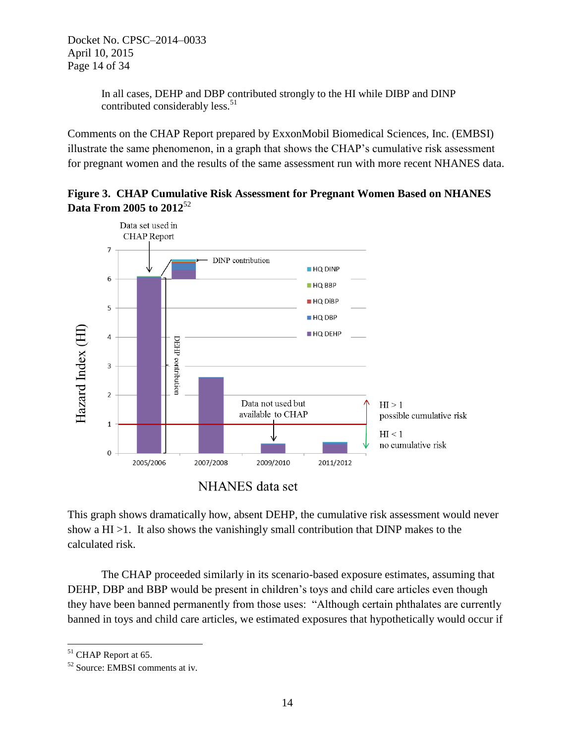In all cases, DEHP and DBP contributed strongly to the HI while DIBP and DINP contributed considerably less.[51]

Comments on the CHAP Report prepared by ExxonMobil Biomedical Sciences, Inc. (EMBSI) illustrate the same phenomenon, in a graph that shows the CHAP's cumulative risk assessment for pregnant women and the results of the same assessment run with more recent NHANES data.

**Figure 3. CHAP Cumulative Risk Assessment for Pregnant Women Based on NHANES Data From 2005 to 2012**[52]

This graph shows dramatically how, absent DEHP, the cumulative risk assessment would never show a HI >1. It also shows the vanishingly small contribution that DINP makes to the calculated risk.

The CHAP proceeded similarly in its scenario-based exposure estimates, assuming that DEHP, DBP and BBP would be present in children's toys and child care articles even though they have been banned permanently from those uses: "Although certain phthalates are currently banned in toys and child care articles, we estimated exposures that hypothetically would occur if

---

[51] CHAP Report at 65.

[52] Source: EMBSI comments at iv.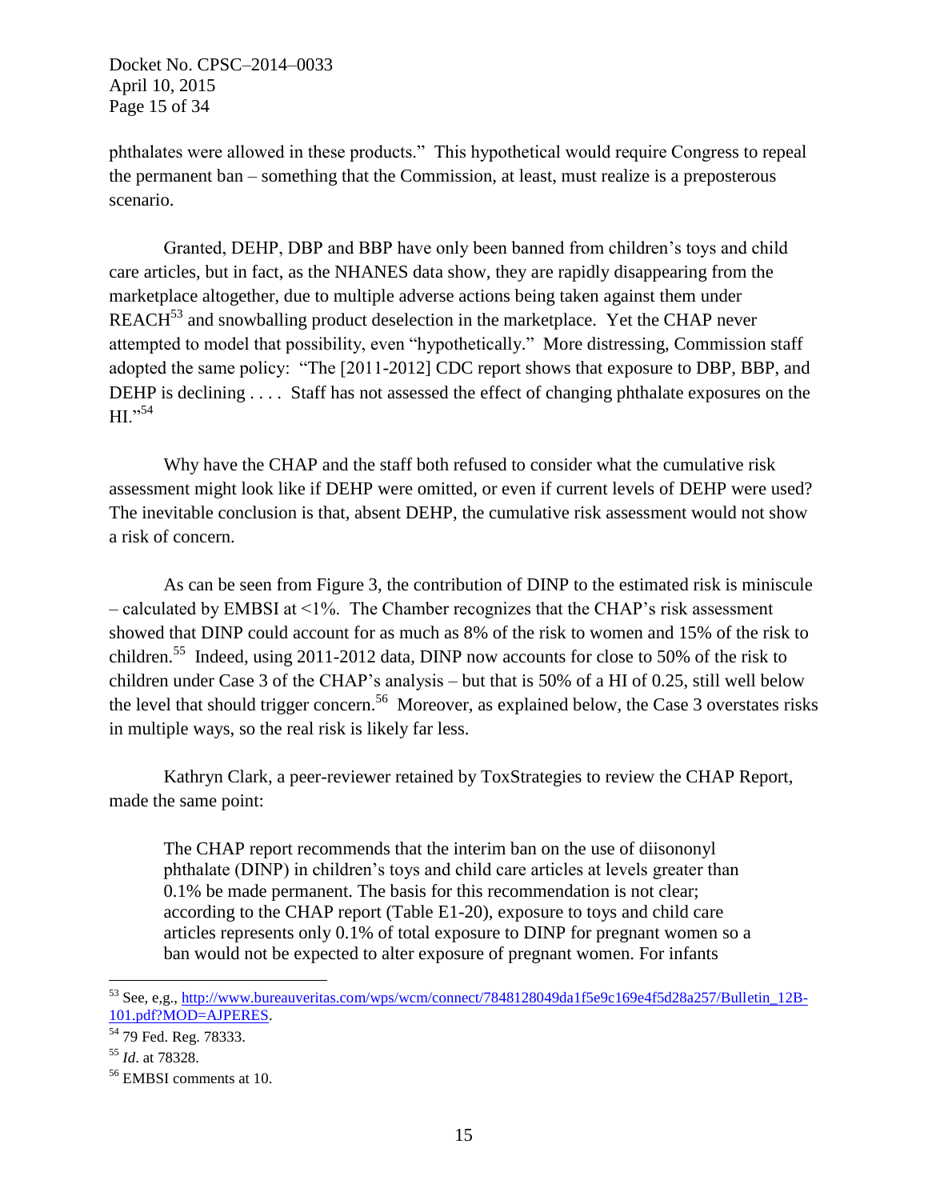phthalates were allowed in these products." This hypothetical would require Congress to repeal the permanent ban – something that the Commission, at least, must realize is a preposterous scenario.

Granted, DEHP, DBP and BBP have only been banned from children's toys and child care articles, but in fact, as the NHANES data show, they are rapidly disappearing from the marketplace altogether, due to multiple adverse actions being taken against them under REACH[53] and snowballing product deselection in the marketplace. Yet the CHAP never attempted to model that possibility, even "hypothetically." More distressing, Commission staff adopted the same policy: "The [2011-2012] CDC report shows that exposure to DBP, BBP, and DEHP is declining . . . . Staff has not assessed the effect of changing phthalate exposures on the HI."[54]

Why have the CHAP and the staff both refused to consider what the cumulative risk assessment might look like if DEHP were omitted, or even if current levels of DEHP were used? The inevitable conclusion is that, absent DEHP, the cumulative risk assessment would not show a risk of concern.

As can be seen from Figure 3, the contribution of DINP to the estimated risk is miniscule – calculated by EMBSI at <1%. The Chamber recognizes that the CHAP's risk assessment showed that DINP could account for as much as 8% of the risk to women and 15% of the risk to children.[55] Indeed, using 2011-2012 data, DINP now accounts for close to 50% of the risk to children under Case 3 of the CHAP's analysis – but that is 50% of a HI of 0.25, still well below the level that should trigger concern.[56] Moreover, as explained below, the Case 3 overstates risks in multiple ways, so the real risk is likely far less.

Kathryn Clark, a peer-reviewer retained by ToxStrategies to review the CHAP Report, made the same point:

> The CHAP report recommends that the interim ban on the use of diisononyl phthalate (DINP) in children's toys and child care articles at levels greater than 0.1% be made permanent. The basis for this recommendation is not clear; according to the CHAP report (Table E1-20), exposure to toys and child care articles represents only 0.1% of total exposure to DINP for pregnant women so a ban would not be expected to alter exposure of pregnant women. For infants

---

[53] See, e,g., http://www.bureauveritas.com/wps/wcm/connect/7848128049da1f5e9c169e4f5d28a257/Bulletin_12B-101.pdf?MOD=AJPERES.

[54] 79 Fed. Reg. 78333.

[55] *Id*. at 78328.

[56] EMBSI comments at 10.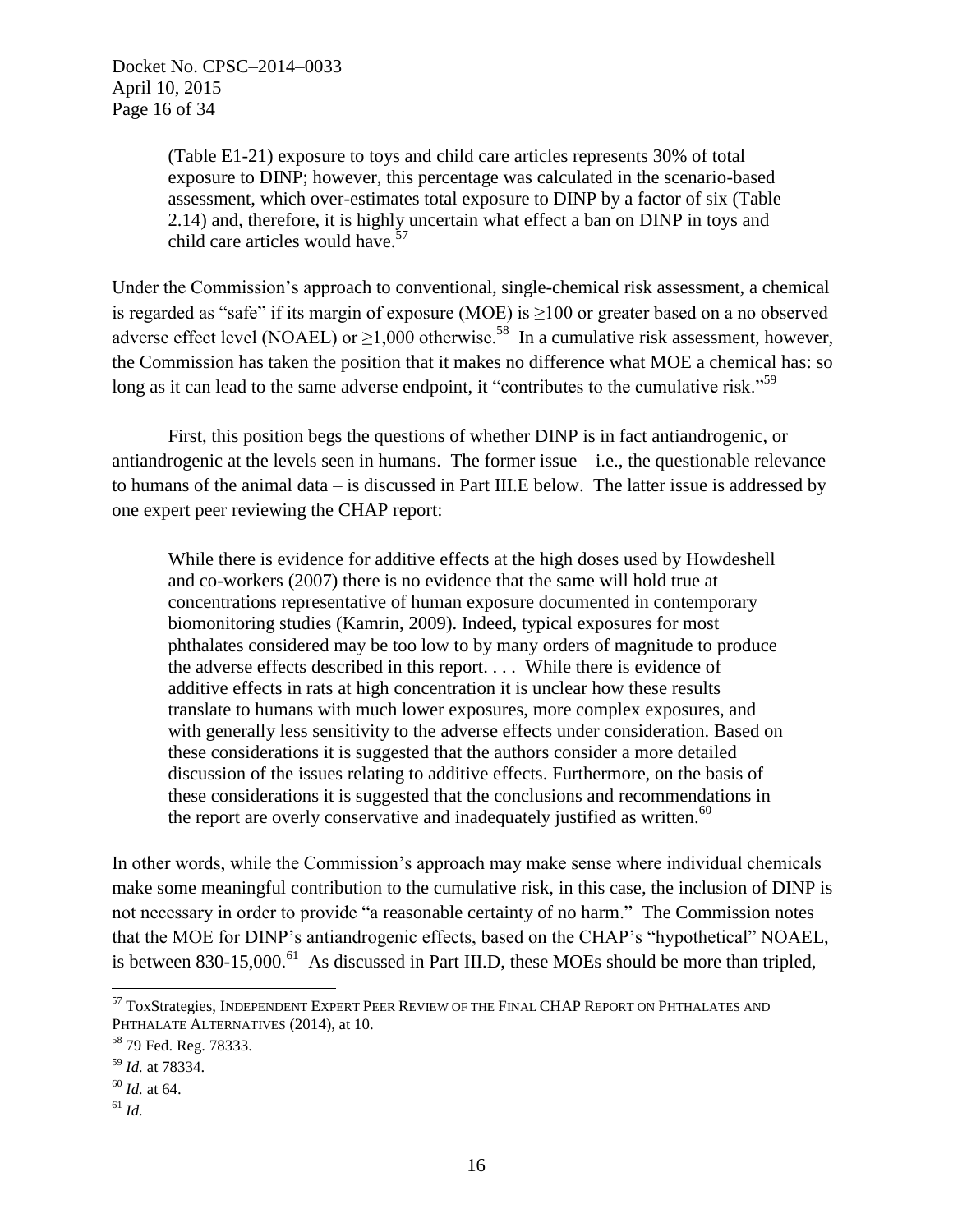> (Table E1-21) exposure to toys and child care articles represents 30% of total exposure to DINP; however, this percentage was calculated in the scenario-based assessment, which over-estimates total exposure to DINP by a factor of six (Table 2.14) and, therefore, it is highly uncertain what effect a ban on DINP in toys and child care articles would have.[57]

Under the Commission's approach to conventional, single-chemical risk assessment, a chemical is regarded as "safe" if its margin of exposure (MOE) is ≥100 or greater based on a no observed adverse effect level (NOAEL) or ≥1,000 otherwise.[58] In a cumulative risk assessment, however, the Commission has taken the position that it makes no difference what MOE a chemical has: so long as it can lead to the same adverse endpoint, it "contributes to the cumulative risk."[59]

First, this position begs the questions of whether DINP is in fact antiandrogenic, or antiandrogenic at the levels seen in humans. The former issue – i.e., the questionable relevance to humans of the animal data – is discussed in Part III.E below. The latter issue is addressed by one expert peer reviewing the CHAP report:

> While there is evidence for additive effects at the high doses used by Howdeshell and co-workers (2007) there is no evidence that the same will hold true at concentrations representative of human exposure documented in contemporary biomonitoring studies (Kamrin, 2009). Indeed, typical exposures for most phthalates considered may be too low to by many orders of magnitude to produce the adverse effects described in this report. . . . While there is evidence of additive effects in rats at high concentration it is unclear how these results translate to humans with much lower exposures, more complex exposures, and with generally less sensitivity to the adverse effects under consideration. Based on these considerations it is suggested that the authors consider a more detailed discussion of the issues relating to additive effects. Furthermore, on the basis of these considerations it is suggested that the conclusions and recommendations in the report are overly conservative and inadequately justified as written.[60]

In other words, while the Commission's approach may make sense where individual chemicals make some meaningful contribution to the cumulative risk, in this case, the inclusion of DINP is not necessary in order to provide "a reasonable certainty of no harm." The Commission notes that the MOE for DINP's antiandrogenic effects, based on the CHAP's "hypothetical" NOAEL, is between 830-15,000.[61] As discussed in Part III.D, these MOEs should be more than tripled,

---

[57] ToxStrategies, Independent Expert Peer Review of the Final CHAP Report on Phthalates and Phthalate Alternatives (2014), at 10.

[58] 79 Fed. Reg. 78333.

[59] *Id.* at 78334.

[60] *Id.* at 64.

[61] *Id.*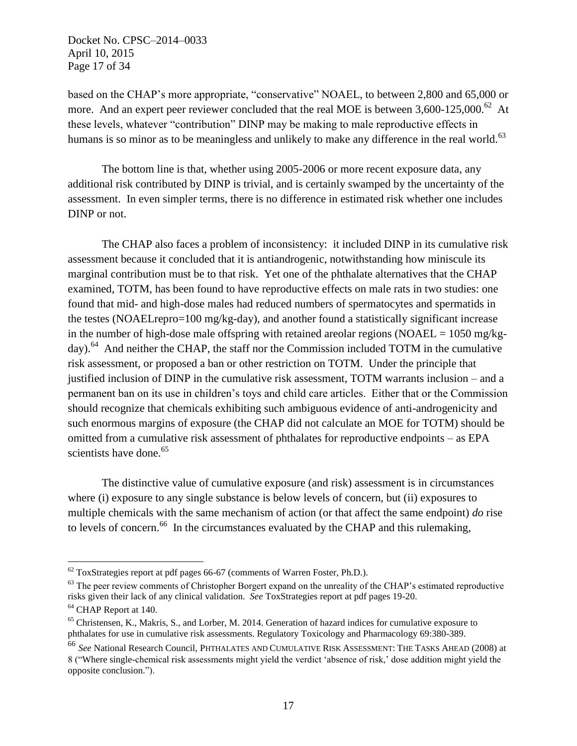based on the CHAP's more appropriate, "conservative" NOAEL, to between 2,800 and 65,000 or more. And an expert peer reviewer concluded that the real MOE is between 3,600-125,000.[62] At these levels, whatever "contribution" DINP may be making to male reproductive effects in humans is so minor as to be meaningless and unlikely to make any difference in the real world.[63]

The bottom line is that, whether using 2005-2006 or more recent exposure data, any additional risk contributed by DINP is trivial, and is certainly swamped by the uncertainty of the assessment. In even simpler terms, there is no difference in estimated risk whether one includes DINP or not.

The CHAP also faces a problem of inconsistency: it included DINP in its cumulative risk assessment because it concluded that it is antiandrogenic, notwithstanding how miniscule its marginal contribution must be to that risk. Yet one of the phthalate alternatives that the CHAP examined, TOTM, has been found to have reproductive effects on male rats in two studies: one found that mid- and high-dose males had reduced numbers of spermatocytes and spermatids in the testes (NOAELrepro=100 mg/kg-day), and another found a statistically significant increase in the number of high-dose male offspring with retained areolar regions (NOAEL = 1050 mg/kg-day).[64] And neither the CHAP, the staff nor the Commission included TOTM in the cumulative risk assessment, or proposed a ban or other restriction on TOTM. Under the principle that justified inclusion of DINP in the cumulative risk assessment, TOTM warrants inclusion – and a permanent ban on its use in children's toys and child care articles. Either that or the Commission should recognize that chemicals exhibiting such ambiguous evidence of anti-androgenicity and such enormous margins of exposure (the CHAP did not calculate an MOE for TOTM) should be omitted from a cumulative risk assessment of phthalates for reproductive endpoints – as EPA scientists have done.[65]

The distinctive value of cumulative exposure (and risk) assessment is in circumstances where (i) exposure to any single substance is below levels of concern, but (ii) exposures to multiple chemicals with the same mechanism of action (or that affect the same endpoint) *do* rise to levels of concern.[66] In the circumstances evaluated by the CHAP and this rulemaking,

---

[62] ToxStrategies report at pdf pages 66-67 (comments of Warren Foster, Ph.D.).

[63] The peer review comments of Christopher Borgert expand on the unreality of the CHAP's estimated reproductive risks given their lack of any clinical validation. *See* ToxStrategies report at pdf pages 19-20.

[64] CHAP Report at 140.

[65] Christensen, K., Makris, S., and Lorber, M. 2014. Generation of hazard indices for cumulative exposure to phthalates for use in cumulative risk assessments. Regulatory Toxicology and Pharmacology 69:380-389.

[66] *See* National Research Council, PHTHALATES AND CUMULATIVE RISK ASSESSMENT: THE TASKS AHEAD (2008) at 8 ("Where single-chemical risk assessments might yield the verdict 'absence of risk,' dose addition might yield the opposite conclusion.").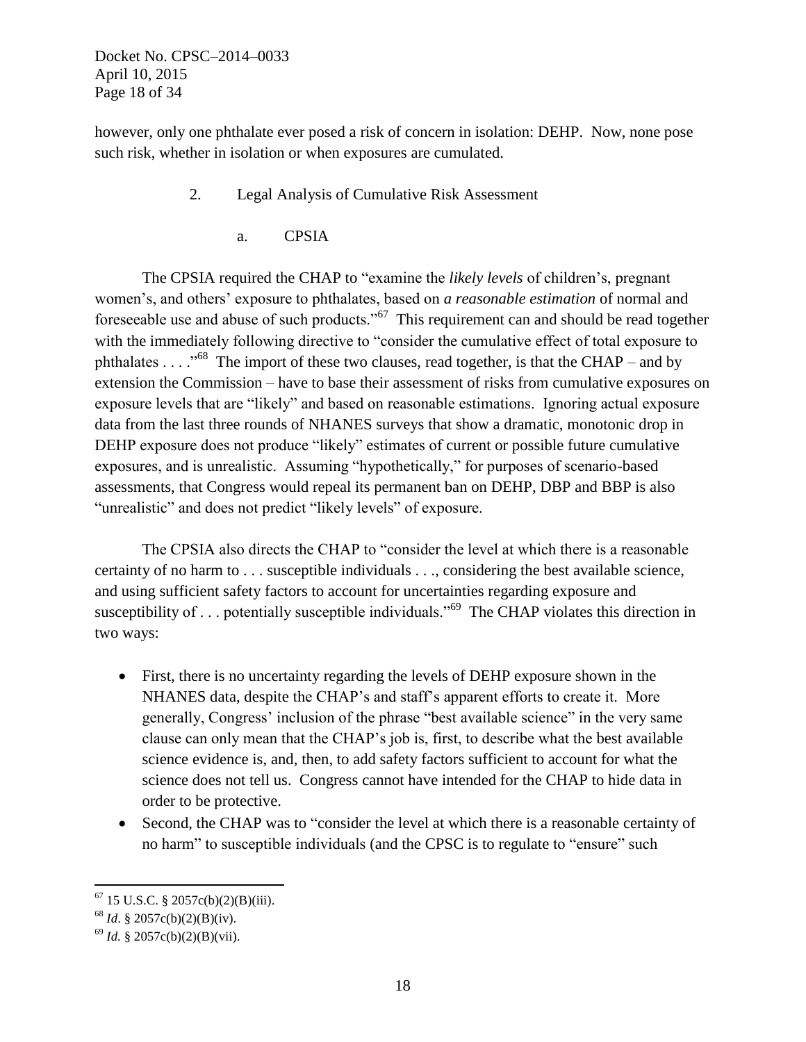however, only one phthalate ever posed a risk of concern in isolation: DEHP. Now, none pose such risk, whether in isolation or when exposures are cumulated.

### 2. Legal Analysis of Cumulative Risk Assessment

#### a. CPSIA

The CPSIA required the CHAP to "examine the *likely levels* of children's, pregnant women's, and others' exposure to phthalates, based on *a reasonable estimation* of normal and foreseeable use and abuse of such products."[67] This requirement can and should be read together with the immediately following directive to "consider the cumulative effect of total exposure to phthalates . . . ."[68] The import of these two clauses, read together, is that the CHAP – and by extension the Commission – have to base their assessment of risks from cumulative exposures on exposure levels that are "likely" and based on reasonable estimations. Ignoring actual exposure data from the last three rounds of NHANES surveys that show a dramatic, monotonic drop in DEHP exposure does not produce "likely" estimates of current or possible future cumulative exposures, and is unrealistic. Assuming "hypothetically," for purposes of scenario-based assessments, that Congress would repeal its permanent ban on DEHP, DBP and BBP is also "unrealistic" and does not predict "likely levels" of exposure.

The CPSIA also directs the CHAP to "consider the level at which there is a reasonable certainty of no harm to . . . susceptible individuals . . ., considering the best available science, and using sufficient safety factors to account for uncertainties regarding exposure and susceptibility of . . . potentially susceptible individuals."[69] The CHAP violates this direction in two ways:

- First, there is no uncertainty regarding the levels of DEHP exposure shown in the NHANES data, despite the CHAP's and staff's apparent efforts to create it. More generally, Congress' inclusion of the phrase "best available science" in the very same clause can only mean that the CHAP's job is, first, to describe what the best available science evidence is, and, then, to add safety factors sufficient to account for what the science does not tell us. Congress cannot have intended for the CHAP to hide data in order to be protective.
- Second, the CHAP was to "consider the level at which there is a reasonable certainty of no harm" to susceptible individuals (and the CPSC is to regulate to "ensure" such

---

[67] 15 U.S.C. § 2057c(b)(2)(B)(iii).

[68] *Id*. § 2057c(b)(2)(B)(iv).

[69] *Id.* § 2057c(b)(2)(B)(vii).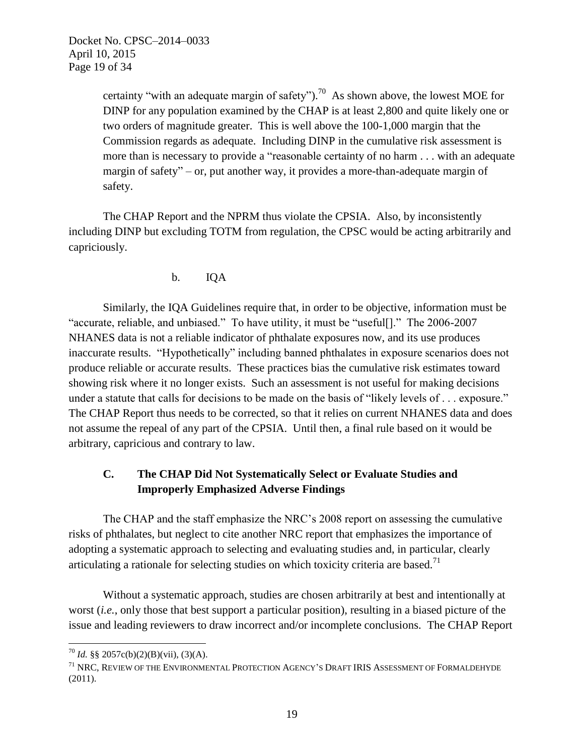certainty "with an adequate margin of safety").[70] As shown above, the lowest MOE for DINP for any population examined by the CHAP is at least 2,800 and quite likely one or two orders of magnitude greater. This is well above the 100-1,000 margin that the Commission regards as adequate. Including DINP in the cumulative risk assessment is more than is necessary to provide a "reasonable certainty of no harm . . . with an adequate margin of safety" – or, put another way, it provides a more-than-adequate margin of safety.

The CHAP Report and the NPRM thus violate the CPSIA. Also, by inconsistently including DINP but excluding TOTM from regulation, the CPSC would be acting arbitrarily and capriciously.

b. IQA

Similarly, the IQA Guidelines require that, in order to be objective, information must be "accurate, reliable, and unbiased." To have utility, it must be "useful[]." The 2006-2007 NHANES data is not a reliable indicator of phthalate exposures now, and its use produces inaccurate results. "Hypothetically" including banned phthalates in exposure scenarios does not produce reliable or accurate results. These practices bias the cumulative risk estimates toward showing risk where it no longer exists. Such an assessment is not useful for making decisions under a statute that calls for decisions to be made on the basis of "likely levels of . . . exposure." The CHAP Report thus needs to be corrected, so that it relies on current NHANES data and does not assume the repeal of any part of the CPSIA. Until then, a final rule based on it would be arbitrary, capricious and contrary to law.

### C. The CHAP Did Not Systematically Select or Evaluate Studies and Improperly Emphasized Adverse Findings

The CHAP and the staff emphasize the NRC's 2008 report on assessing the cumulative risks of phthalates, but neglect to cite another NRC report that emphasizes the importance of adopting a systematic approach to selecting and evaluating studies and, in particular, clearly articulating a rationale for selecting studies on which toxicity criteria are based.[71]

Without a systematic approach, studies are chosen arbitrarily at best and intentionally at worst (*i.e.*, only those that best support a particular position), resulting in a biased picture of the issue and leading reviewers to draw incorrect and/or incomplete conclusions. The CHAP Report

---

[70] *Id.* §§ 2057c(b)(2)(B)(vii), (3)(A).

[71] NRC, REVIEW OF THE ENVIRONMENTAL PROTECTION AGENCY'S DRAFT IRIS ASSESSMENT OF FORMALDEHYDE (2011).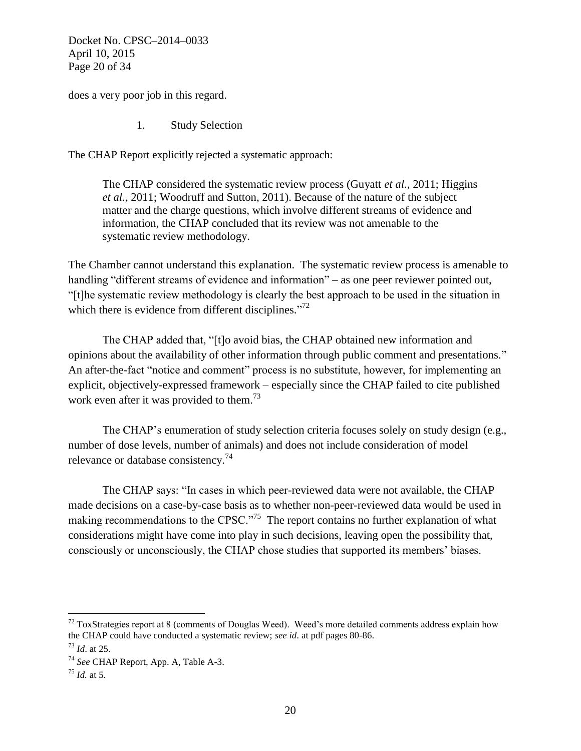does a very poor job in this regard.

### 1. Study Selection

The CHAP Report explicitly rejected a systematic approach:

> The CHAP considered the systematic review process (Guyatt *et al.*, 2011; Higgins *et al.*, 2011; Woodruff and Sutton, 2011). Because of the nature of the subject matter and the charge questions, which involve different streams of evidence and information, the CHAP concluded that its review was not amenable to the systematic review methodology.

The Chamber cannot understand this explanation. The systematic review process is amenable to handling "different streams of evidence and information" – as one peer reviewer pointed out, "[t]he systematic review methodology is clearly the best approach to be used in the situation in which there is evidence from different disciplines."[72]

The CHAP added that, "[t]o avoid bias, the CHAP obtained new information and opinions about the availability of other information through public comment and presentations." An after-the-fact "notice and comment" process is no substitute, however, for implementing an explicit, objectively-expressed framework – especially since the CHAP failed to cite published work even after it was provided to them.[73]

The CHAP's enumeration of study selection criteria focuses solely on study design (e.g., number of dose levels, number of animals) and does not include consideration of model relevance or database consistency.[74]

The CHAP says: "In cases in which peer-reviewed data were not available, the CHAP made decisions on a case-by-case basis as to whether non-peer-reviewed data would be used in making recommendations to the CPSC."[75] The report contains no further explanation of what considerations might have come into play in such decisions, leaving open the possibility that, consciously or unconsciously, the CHAP chose studies that supported its members' biases.

---

[72] ToxStrategies report at 8 (comments of Douglas Weed). Weed's more detailed comments address explain how the CHAP could have conducted a systematic review; *see id*. at pdf pages 80-86.

[73] *Id*. at 25.

[74] *See* CHAP Report, App. A, Table A-3.

[75] *Id.* at 5.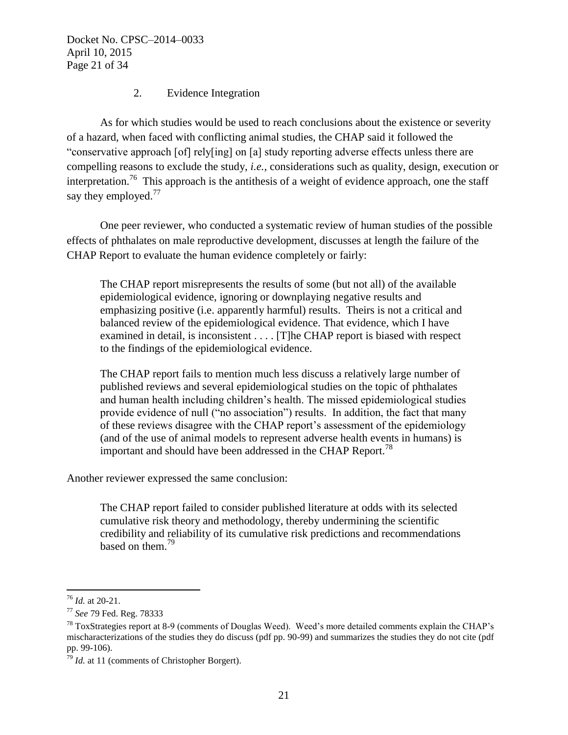### 2. Evidence Integration

As for which studies would be used to reach conclusions about the existence or severity of a hazard, when faced with conflicting animal studies, the CHAP said it followed the "conservative approach [of] rely[ing] on [a] study reporting adverse effects unless there are compelling reasons to exclude the study, *i.e.*, considerations such as quality, design, execution or interpretation.[76] This approach is the antithesis of a weight of evidence approach, one the staff say they employed.[77]

One peer reviewer, who conducted a systematic review of human studies of the possible effects of phthalates on male reproductive development, discusses at length the failure of the CHAP Report to evaluate the human evidence completely or fairly:

> The CHAP report misrepresents the results of some (but not all) of the available epidemiological evidence, ignoring or downplaying negative results and emphasizing positive (i.e. apparently harmful) results. Theirs is not a critical and balanced review of the epidemiological evidence. That evidence, which I have examined in detail, is inconsistent . . . . [T]he CHAP report is biased with respect to the findings of the epidemiological evidence.
>
> The CHAP report fails to mention much less discuss a relatively large number of published reviews and several epidemiological studies on the topic of phthalates and human health including children's health. The missed epidemiological studies provide evidence of null ("no association") results. In addition, the fact that many of these reviews disagree with the CHAP report's assessment of the epidemiology (and of the use of animal models to represent adverse health events in humans) is important and should have been addressed in the CHAP Report.[78]

Another reviewer expressed the same conclusion:

> The CHAP report failed to consider published literature at odds with its selected cumulative risk theory and methodology, thereby undermining the scientific credibility and reliability of its cumulative risk predictions and recommendations based on them.[79]

---

[76] *Id.* at 20-21.

[77] *See* 79 Fed. Reg. 78333

[78] ToxStrategies report at 8-9 (comments of Douglas Weed). Weed's more detailed comments explain the CHAP's mischaracterizations of the studies they do discuss (pdf pp. 90-99) and summarizes the studies they do not cite (pdf pp. 99-106).

[79] *Id.* at 11 (comments of Christopher Borgert).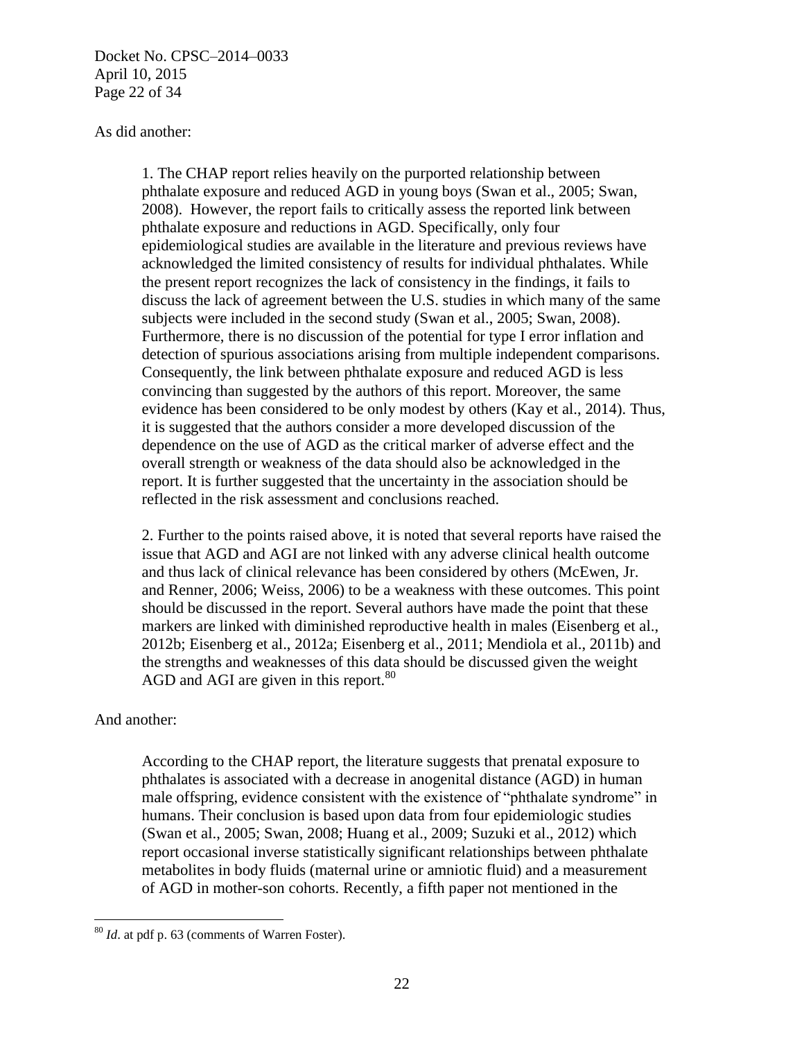As did another:

> 1. The CHAP report relies heavily on the purported relationship between phthalate exposure and reduced AGD in young boys (Swan et al., 2005; Swan, 2008). However, the report fails to critically assess the reported link between phthalate exposure and reductions in AGD. Specifically, only four epidemiological studies are available in the literature and previous reviews have acknowledged the limited consistency of results for individual phthalates. While the present report recognizes the lack of consistency in the findings, it fails to discuss the lack of agreement between the U.S. studies in which many of the same subjects were included in the second study (Swan et al., 2005; Swan, 2008). Furthermore, there is no discussion of the potential for type I error inflation and detection of spurious associations arising from multiple independent comparisons. Consequently, the link between phthalate exposure and reduced AGD is less convincing than suggested by the authors of this report. Moreover, the same evidence has been considered to be only modest by others (Kay et al., 2014). Thus, it is suggested that the authors consider a more developed discussion of the dependence on the use of AGD as the critical marker of adverse effect and the overall strength or weakness of the data should also be acknowledged in the report. It is further suggested that the uncertainty in the association should be reflected in the risk assessment and conclusions reached.
>
> 2. Further to the points raised above, it is noted that several reports have raised the issue that AGD and AGI are not linked with any adverse clinical health outcome and thus lack of clinical relevance has been considered by others (McEwen, Jr. and Renner, 2006; Weiss, 2006) to be a weakness with these outcomes. This point should be discussed in the report. Several authors have made the point that these markers are linked with diminished reproductive health in males (Eisenberg et al., 2012b; Eisenberg et al., 2012a; Eisenberg et al., 2011; Mendiola et al., 2011b) and the strengths and weaknesses of this data should be discussed given the weight AGD and AGI are given in this report.[80]

And another:

> According to the CHAP report, the literature suggests that prenatal exposure to phthalates is associated with a decrease in anogenital distance (AGD) in human male offspring, evidence consistent with the existence of "phthalate syndrome" in humans. Their conclusion is based upon data from four epidemiologic studies (Swan et al., 2005; Swan, 2008; Huang et al., 2009; Suzuki et al., 2012) which report occasional inverse statistically significant relationships between phthalate metabolites in body fluids (maternal urine or amniotic fluid) and a measurement of AGD in mother-son cohorts. Recently, a fifth paper not mentioned in the

---

[80] *Id*. at pdf p. 63 (comments of Warren Foster).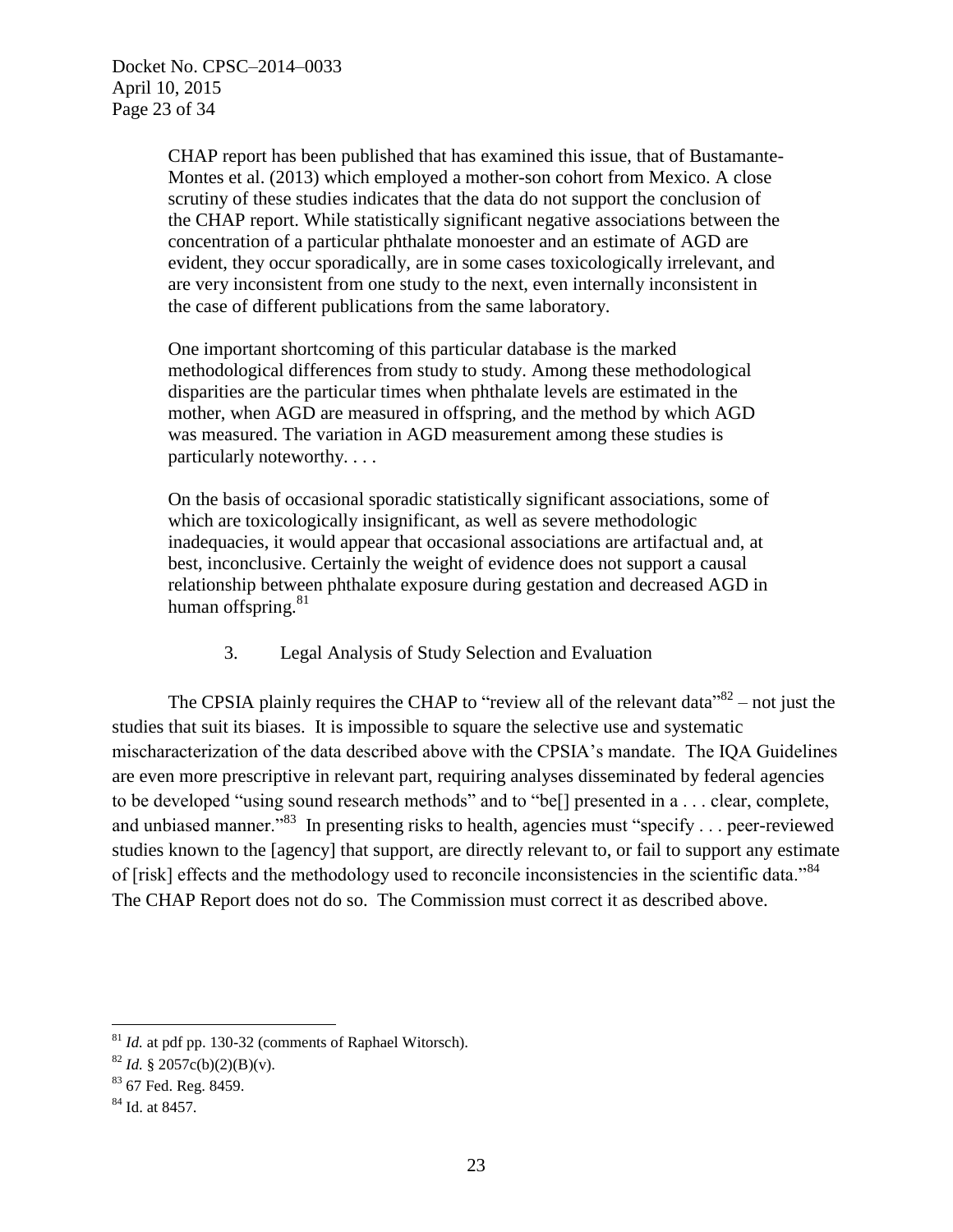> CHAP report has been published that has examined this issue, that of Bustamante-Montes et al. (2013) which employed a mother-son cohort from Mexico. A close scrutiny of these studies indicates that the data do not support the conclusion of the CHAP report. While statistically significant negative associations between the concentration of a particular phthalate monoester and an estimate of AGD are evident, they occur sporadically, are in some cases toxicologically irrelevant, and are very inconsistent from one study to the next, even internally inconsistent in the case of different publications from the same laboratory.
>
> One important shortcoming of this particular database is the marked methodological differences from study to study. Among these methodological disparities are the particular times when phthalate levels are estimated in the mother, when AGD are measured in offspring, and the method by which AGD was measured. The variation in AGD measurement among these studies is particularly noteworthy. . . .
>
> On the basis of occasional sporadic statistically significant associations, some of which are toxicologically insignificant, as well as severe methodologic inadequacies, it would appear that occasional associations are artifactual and, at best, inconclusive. Certainly the weight of evidence does not support a causal relationship between phthalate exposure during gestation and decreased AGD in human offspring.[81]

### 3. Legal Analysis of Study Selection and Evaluation

The CPSIA plainly requires the CHAP to "review all of the relevant data"[82] – not just the studies that suit its biases. It is impossible to square the selective use and systematic mischaracterization of the data described above with the CPSIA's mandate. The IQA Guidelines are even more prescriptive in relevant part, requiring analyses disseminated by federal agencies to be developed "using sound research methods" and to "be[] presented in a . . . clear, complete, and unbiased manner."[83] In presenting risks to health, agencies must "specify . . . peer-reviewed studies known to the [agency] that support, are directly relevant to, or fail to support any estimate of [risk] effects and the methodology used to reconcile inconsistencies in the scientific data."[84] The CHAP Report does not do so. The Commission must correct it as described above.

---

[81] *Id.* at pdf pp. 130-32 (comments of Raphael Witorsch).

[82] *Id.* § 2057c(b)(2)(B)(v).

[83] 67 Fed. Reg. 8459.

[84] Id. at 8457.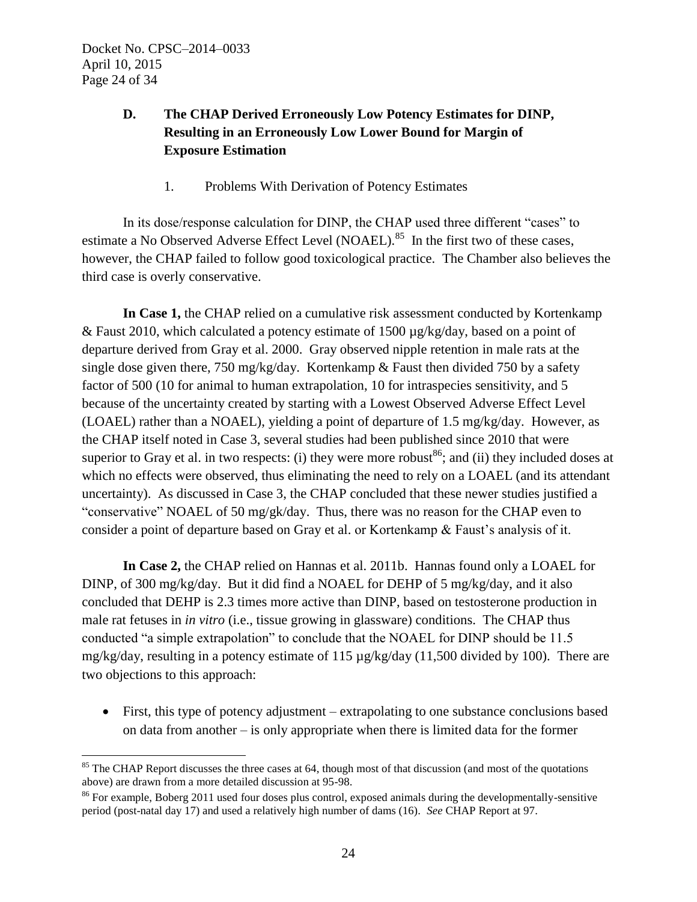### D. The CHAP Derived Erroneously Low Potency Estimates for DINP, Resulting in an Erroneously Low Lower Bound for Margin of Exposure Estimation

1. Problems With Derivation of Potency Estimates

In its dose/response calculation for DINP, the CHAP used three different "cases" to estimate a No Observed Adverse Effect Level (NOAEL).[85] In the first two of these cases, however, the CHAP failed to follow good toxicological practice. The Chamber also believes the third case is overly conservative.

**In Case 1,** the CHAP relied on a cumulative risk assessment conducted by Kortenkamp & Faust 2010, which calculated a potency estimate of 1500 µg/kg/day, based on a point of departure derived from Gray et al. 2000. Gray observed nipple retention in male rats at the single dose given there, 750 mg/kg/day. Kortenkamp & Faust then divided 750 by a safety factor of 500 (10 for animal to human extrapolation, 10 for intraspecies sensitivity, and 5 because of the uncertainty created by starting with a Lowest Observed Adverse Effect Level (LOAEL) rather than a NOAEL), yielding a point of departure of 1.5 mg/kg/day. However, as the CHAP itself noted in Case 3, several studies had been published since 2010 that were superior to Gray et al. in two respects: (i) they were more robust[86]; and (ii) they included doses at which no effects were observed, thus eliminating the need to rely on a LOAEL (and its attendant uncertainty). As discussed in Case 3, the CHAP concluded that these newer studies justified a "conservative" NOAEL of 50 mg/gk/day. Thus, there was no reason for the CHAP even to consider a point of departure based on Gray et al. or Kortenkamp & Faust's analysis of it.

**In Case 2,** the CHAP relied on Hannas et al. 2011b. Hannas found only a LOAEL for DINP, of 300 mg/kg/day. But it did find a NOAEL for DEHP of 5 mg/kg/day, and it also concluded that DEHP is 2.3 times more active than DINP, based on testosterone production in male rat fetuses in *in vitro* (i.e., tissue growing in glassware) conditions. The CHAP thus conducted "a simple extrapolation" to conclude that the NOAEL for DINP should be 11.5 mg/kg/day, resulting in a potency estimate of 115 µg/kg/day (11,500 divided by 100). There are two objections to this approach:

- First, this type of potency adjustment – extrapolating to one substance conclusions based on data from another – is only appropriate when there is limited data for the former

---

[85] The CHAP Report discusses the three cases at 64, though most of that discussion (and most of the quotations above) are drawn from a more detailed discussion at 95-98.

[86] For example, Boberg 2011 used four doses plus control, exposed animals during the developmentally-sensitive period (post-natal day 17) and used a relatively high number of dams (16). *See* CHAP Report at 97.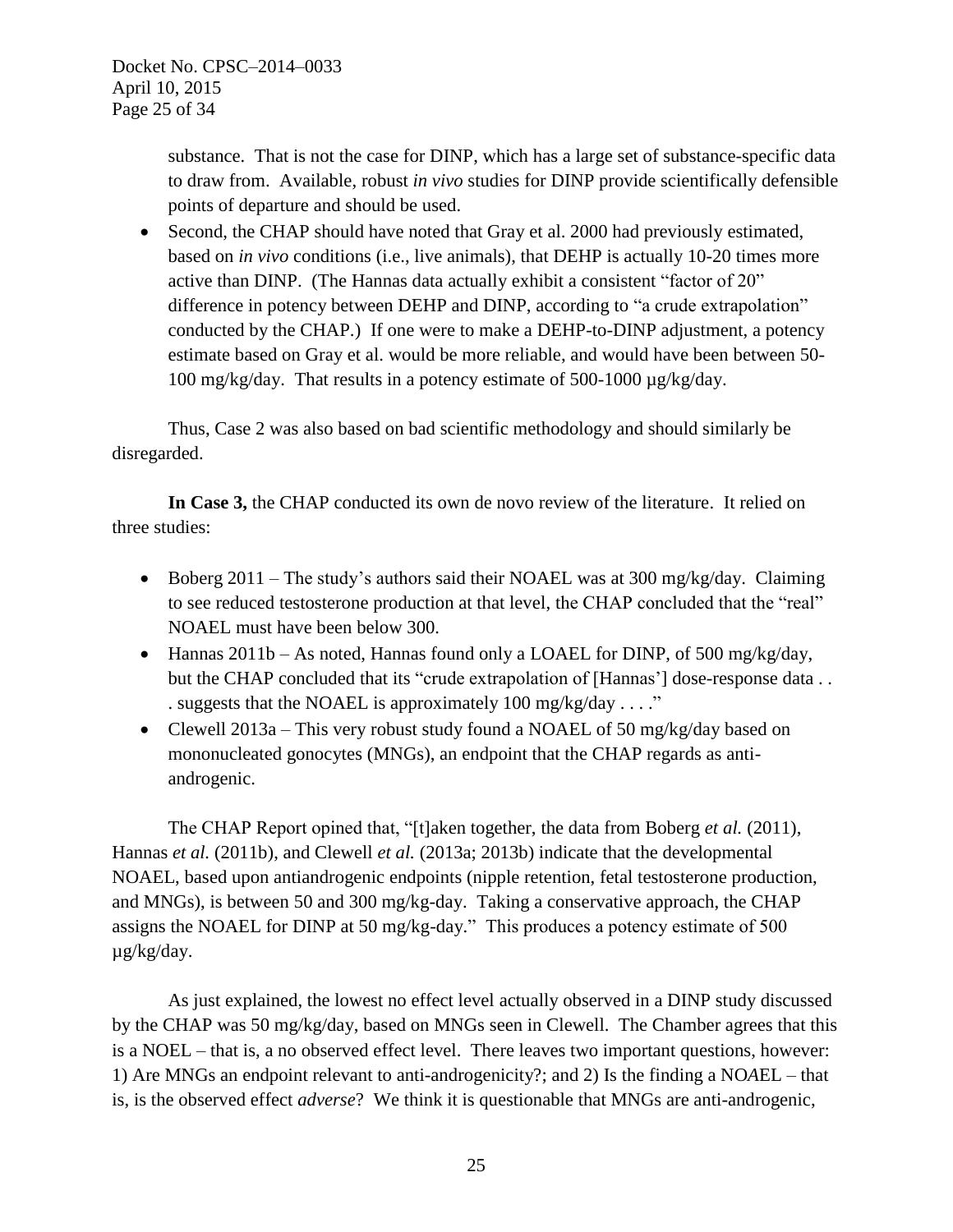substance. That is not the case for DINP, which has a large set of substance-specific data to draw from. Available, robust *in vivo* studies for DINP provide scientifically defensible points of departure and should be used.

- Second, the CHAP should have noted that Gray et al. 2000 had previously estimated, based on *in vivo* conditions (i.e., live animals), that DEHP is actually 10-20 times more active than DINP. (The Hannas data actually exhibit a consistent "factor of 20" difference in potency between DEHP and DINP, according to "a crude extrapolation" conducted by the CHAP.) If one were to make a DEHP-to-DINP adjustment, a potency estimate based on Gray et al. would be more reliable, and would have been between 50-100 mg/kg/day. That results in a potency estimate of 500-1000 µg/kg/day.

Thus, Case 2 was also based on bad scientific methodology and should similarly be disregarded.

**In Case 3,** the CHAP conducted its own de novo review of the literature. It relied on three studies:

- Boberg 2011 – The study's authors said their NOAEL was at 300 mg/kg/day. Claiming to see reduced testosterone production at that level, the CHAP concluded that the "real" NOAEL must have been below 300.
- Hannas 2011b – As noted, Hannas found only a LOAEL for DINP, of 500 mg/kg/day, but the CHAP concluded that its "crude extrapolation of [Hannas'] dose-response data . . . suggests that the NOAEL is approximately 100 mg/kg/day . . . ."
- Clewell 2013a – This very robust study found a NOAEL of 50 mg/kg/day based on mononucleated gonocytes (MNGs), an endpoint that the CHAP regards as anti-androgenic.

The CHAP Report opined that, "[t]aken together, the data from Boberg *et al.* (2011), Hannas *et al.* (2011b), and Clewell *et al.* (2013a; 2013b) indicate that the developmental NOAEL, based upon antiandrogenic endpoints (nipple retention, fetal testosterone production, and MNGs), is between 50 and 300 mg/kg-day. Taking a conservative approach, the CHAP assigns the NOAEL for DINP at 50 mg/kg-day." This produces a potency estimate of 500 µg/kg/day.

As just explained, the lowest no effect level actually observed in a DINP study discussed by the CHAP was 50 mg/kg/day, based on MNGs seen in Clewell. The Chamber agrees that this is a NOEL – that is, a no observed effect level. There leaves two important questions, however: 1) Are MNGs an endpoint relevant to anti-androgenicity?; and 2) Is the finding a NO*A*EL – that is, is the observed effect *adverse*? We think it is questionable that MNGs are anti-androgenic,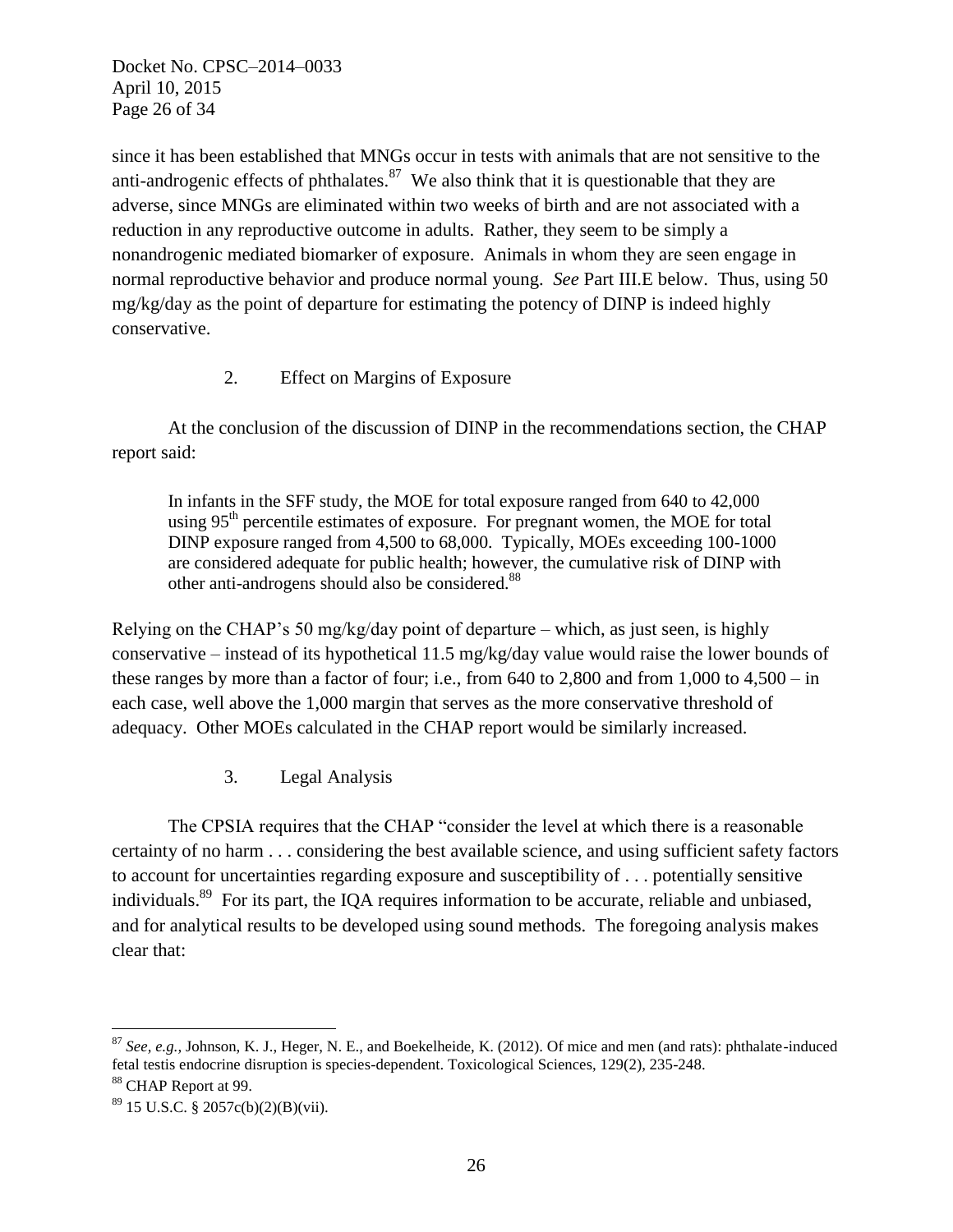since it has been established that MNGs occur in tests with animals that are not sensitive to the anti-androgenic effects of phthalates.[87] We also think that it is questionable that they are adverse, since MNGs are eliminated within two weeks of birth and are not associated with a reduction in any reproductive outcome in adults. Rather, they seem to be simply a nonandrogenic mediated biomarker of exposure. Animals in whom they are seen engage in normal reproductive behavior and produce normal young. *See* Part III.E below. Thus, using 50 mg/kg/day as the point of departure for estimating the potency of DINP is indeed highly conservative.

### 2. Effect on Margins of Exposure

At the conclusion of the discussion of DINP in the recommendations section, the CHAP report said:

> In infants in the SFF study, the MOE for total exposure ranged from 640 to 42,000 using 95th percentile estimates of exposure. For pregnant women, the MOE for total DINP exposure ranged from 4,500 to 68,000. Typically, MOEs exceeding 100-1000 are considered adequate for public health; however, the cumulative risk of DINP with other anti-androgens should also be considered.[88]

Relying on the CHAP's 50 mg/kg/day point of departure – which, as just seen, is highly conservative – instead of its hypothetical 11.5 mg/kg/day value would raise the lower bounds of these ranges by more than a factor of four; i.e., from 640 to 2,800 and from 1,000 to 4,500 – in each case, well above the 1,000 margin that serves as the more conservative threshold of adequacy. Other MOEs calculated in the CHAP report would be similarly increased.

### 3. Legal Analysis

The CPSIA requires that the CHAP "consider the level at which there is a reasonable certainty of no harm . . . considering the best available science, and using sufficient safety factors to account for uncertainties regarding exposure and susceptibility of . . . potentially sensitive individuals.[89] For its part, the IQA requires information to be accurate, reliable and unbiased, and for analytical results to be developed using sound methods. The foregoing analysis makes clear that:

---

[87] *See, e.g.,* Johnson, K. J., Heger, N. E., and Boekelheide, K. (2012). Of mice and men (and rats): phthalate-induced fetal testis endocrine disruption is species-dependent. Toxicological Sciences, 129(2), 235-248.

[88] CHAP Report at 99.

[89] 15 U.S.C. § 2057c(b)(2)(B)(vii).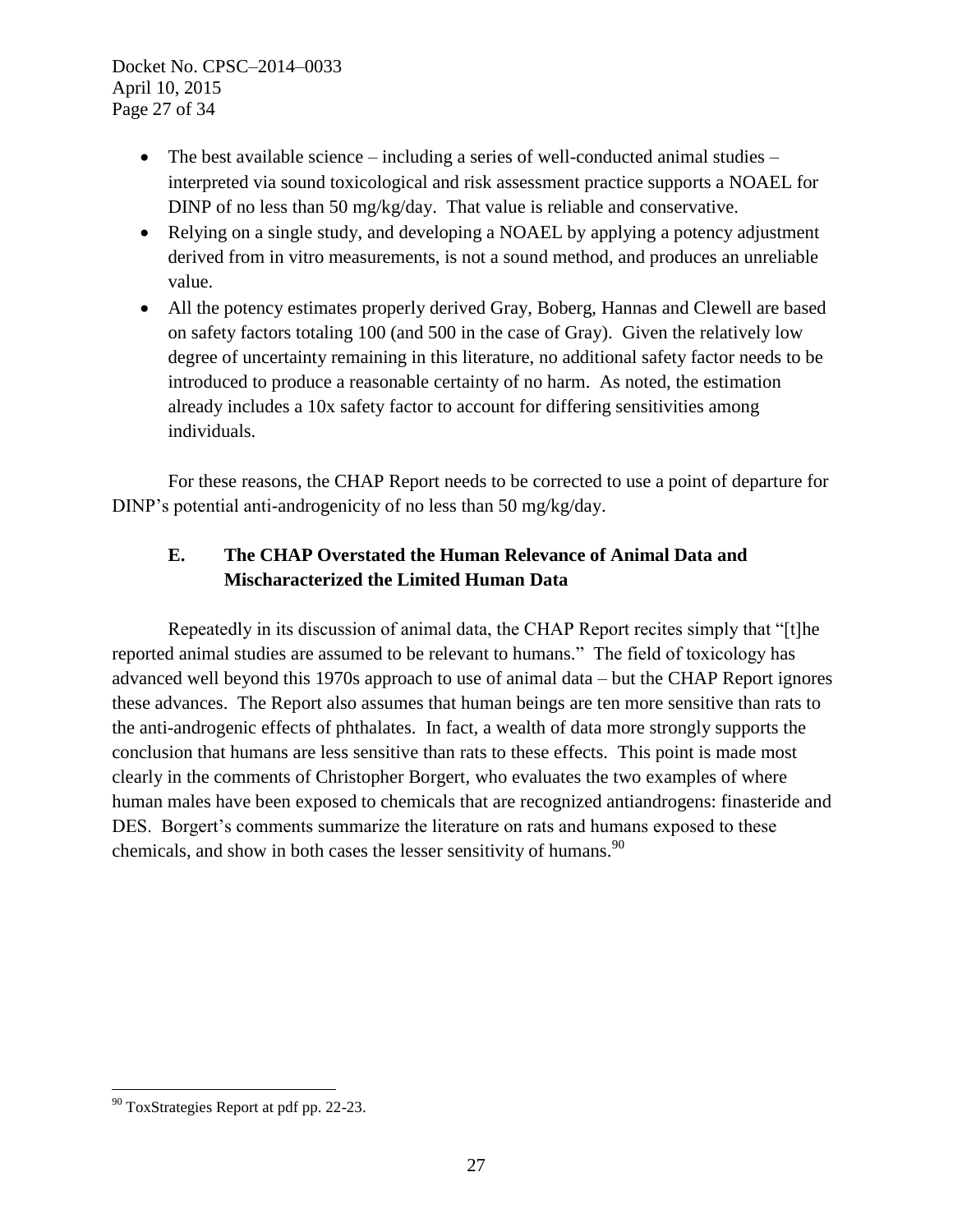- The best available science – including a series of well-conducted animal studies – interpreted via sound toxicological and risk assessment practice supports a NOAEL for DINP of no less than 50 mg/kg/day. That value is reliable and conservative.
- Relying on a single study, and developing a NOAEL by applying a potency adjustment derived from in vitro measurements, is not a sound method, and produces an unreliable value.
- All the potency estimates properly derived Gray, Boberg, Hannas and Clewell are based on safety factors totaling 100 (and 500 in the case of Gray). Given the relatively low degree of uncertainty remaining in this literature, no additional safety factor needs to be introduced to produce a reasonable certainty of no harm. As noted, the estimation already includes a 10x safety factor to account for differing sensitivities among individuals.

For these reasons, the CHAP Report needs to be corrected to use a point of departure for DINP's potential anti-androgenicity of no less than 50 mg/kg/day.

### E. The CHAP Overstated the Human Relevance of Animal Data and Mischaracterized the Limited Human Data

Repeatedly in its discussion of animal data, the CHAP Report recites simply that "[t]he reported animal studies are assumed to be relevant to humans." The field of toxicology has advanced well beyond this 1970s approach to use of animal data – but the CHAP Report ignores these advances. The Report also assumes that human beings are ten more sensitive than rats to the anti-androgenic effects of phthalates. In fact, a wealth of data more strongly supports the conclusion that humans are less sensitive than rats to these effects. This point is made most clearly in the comments of Christopher Borgert, who evaluates the two examples of where human males have been exposed to chemicals that are recognized antiandrogens: finasteride and DES. Borgert's comments summarize the literature on rats and humans exposed to these chemicals, and show in both cases the lesser sensitivity of humans.[90]

[90] ToxStrategies Report at pdf pp. 22-23.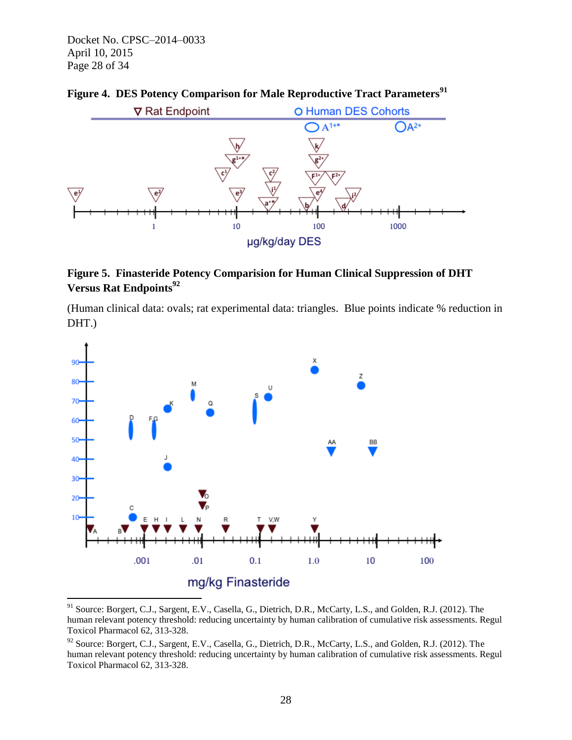Docket No. CPSC–2014–0033
April 10, 2015

**Figure 4. DES Potency Comparison for Male Reproductive Tract Parameters**[91]

**Figure 5. Finasteride Potency Comparision for Human Clinical Suppression of DHT Versus Rat Endpoints**[92]

(Human clinical data: ovals; rat experimental data: triangles. Blue points indicate % reduction in DHT.)

---

[91] Source: Borgert, C.J., Sargent, E.V., Casella, G., Dietrich, D.R., McCarty, L.S., and Golden, R.J. (2012). The human relevant potency threshold: reducing uncertainty by human calibration of cumulative risk assessments. Regul Toxicol Pharmacol 62, 313-328.

[92] Source: Borgert, C.J., Sargent, E.V., Casella, G., Dietrich, D.R., McCarty, L.S., and Golden, R.J. (2012). The human relevant potency threshold: reducing uncertainty by human calibration of cumulative risk assessments. Regul Toxicol Pharmacol 62, 313-328.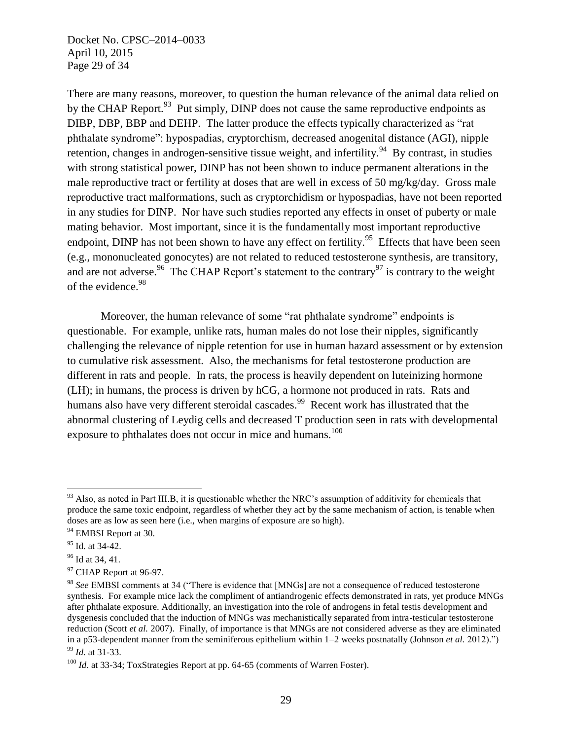There are many reasons, moreover, to question the human relevance of the animal data relied on by the CHAP Report.[93] Put simply, DINP does not cause the same reproductive endpoints as DIBP, DBP, BBP and DEHP. The latter produce the effects typically characterized as "rat phthalate syndrome": hypospadias, cryptorchism, decreased anogenital distance (AGI), nipple retention, changes in androgen-sensitive tissue weight, and infertility.[94] By contrast, in studies with strong statistical power, DINP has not been shown to induce permanent alterations in the male reproductive tract or fertility at doses that are well in excess of 50 mg/kg/day. Gross male reproductive tract malformations, such as cryptorchidism or hypospadias, have not been reported in any studies for DINP. Nor have such studies reported any effects in onset of puberty or male mating behavior. Most important, since it is the fundamentally most important reproductive endpoint, DINP has not been shown to have any effect on fertility.[95] Effects that have been seen (e.g., mononucleated gonocytes) are not related to reduced testosterone synthesis, are transitory, and are not adverse.[96] The CHAP Report's statement to the contrary[97] is contrary to the weight of the evidence.[98]

Moreover, the human relevance of some "rat phthalate syndrome" endpoints is questionable. For example, unlike rats, human males do not lose their nipples, significantly challenging the relevance of nipple retention for use in human hazard assessment or by extension to cumulative risk assessment. Also, the mechanisms for fetal testosterone production are different in rats and people. In rats, the process is heavily dependent on luteinizing hormone (LH); in humans, the process is driven by hCG, a hormone not produced in rats. Rats and humans also have very different steroidal cascades.[99] Recent work has illustrated that the abnormal clustering of Leydig cells and decreased T production seen in rats with developmental exposure to phthalates does not occur in mice and humans.[100]

---

[93] Also, as noted in Part III.B, it is questionable whether the NRC's assumption of additivity for chemicals that produce the same toxic endpoint, regardless of whether they act by the same mechanism of action, is tenable when doses are as low as seen here (i.e., when margins of exposure are so high).

[94] EMBSI Report at 30.

[95] Id. at 34-42.

[96] Id at 34, 41.

[97] CHAP Report at 96-97.

[98] *See* EMBSI comments at 34 ("There is evidence that [MNGs] are not a consequence of reduced testosterone synthesis. For example mice lack the compliment of antiandrogenic effects demonstrated in rats, yet produce MNGs after phthalate exposure. Additionally, an investigation into the role of androgens in fetal testis development and dysgenesis concluded that the induction of MNGs was mechanistically separated from intra-testicular testosterone reduction (Scott *et al.* 2007). Finally, of importance is that MNGs are not considered adverse as they are eliminated in a p53-dependent manner from the seminiferous epithelium within 1–2 weeks postnatally (Johnson *et al.* 2012).")

[99] *Id.* at 31-33.

[100] *Id*. at 33-34; ToxStrategies Report at pp. 64-65 (comments of Warren Foster).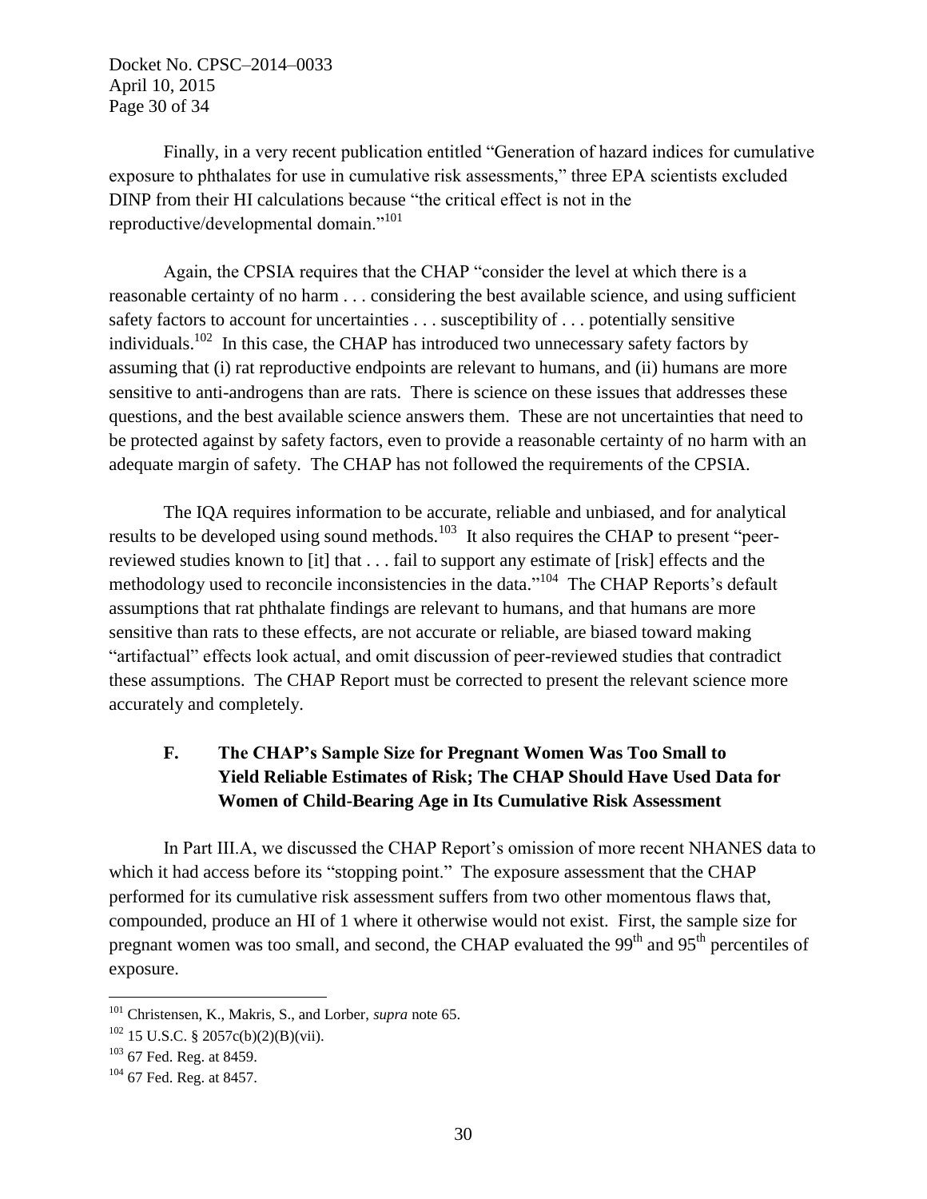Finally, in a very recent publication entitled "Generation of hazard indices for cumulative exposure to phthalates for use in cumulative risk assessments," three EPA scientists excluded DINP from their HI calculations because "the critical effect is not in the reproductive/developmental domain."[101]

Again, the CPSIA requires that the CHAP "consider the level at which there is a reasonable certainty of no harm . . . considering the best available science, and using sufficient safety factors to account for uncertainties . . . susceptibility of . . . potentially sensitive individuals.[102] In this case, the CHAP has introduced two unnecessary safety factors by assuming that (i) rat reproductive endpoints are relevant to humans, and (ii) humans are more sensitive to anti-androgens than are rats. There is science on these issues that addresses these questions, and the best available science answers them. These are not uncertainties that need to be protected against by safety factors, even to provide a reasonable certainty of no harm with an adequate margin of safety. The CHAP has not followed the requirements of the CPSIA.

The IQA requires information to be accurate, reliable and unbiased, and for analytical results to be developed using sound methods.[103] It also requires the CHAP to present "peer-reviewed studies known to [it] that . . . fail to support any estimate of [risk] effects and the methodology used to reconcile inconsistencies in the data."[104] The CHAP Reports's default assumptions that rat phthalate findings are relevant to humans, and that humans are more sensitive than rats to these effects, are not accurate or reliable, are biased toward making "artifactual" effects look actual, and omit discussion of peer-reviewed studies that contradict these assumptions. The CHAP Report must be corrected to present the relevant science more accurately and completely.

### F. The CHAP's Sample Size for Pregnant Women Was Too Small to Yield Reliable Estimates of Risk; The CHAP Should Have Used Data for Women of Child-Bearing Age in Its Cumulative Risk Assessment

In Part III.A, we discussed the CHAP Report's omission of more recent NHANES data to which it had access before its "stopping point." The exposure assessment that the CHAP performed for its cumulative risk assessment suffers from two other momentous flaws that, compounded, produce an HI of 1 where it otherwise would not exist. First, the sample size for pregnant women was too small, and second, the CHAP evaluated the 99th and 95th percentiles of exposure.

---

[101] Christensen, K., Makris, S., and Lorber, *supra* note 65.

[102] 15 U.S.C. § 2057c(b)(2)(B)(vii).

[103] 67 Fed. Reg. at 8459.

[104] 67 Fed. Reg. at 8457.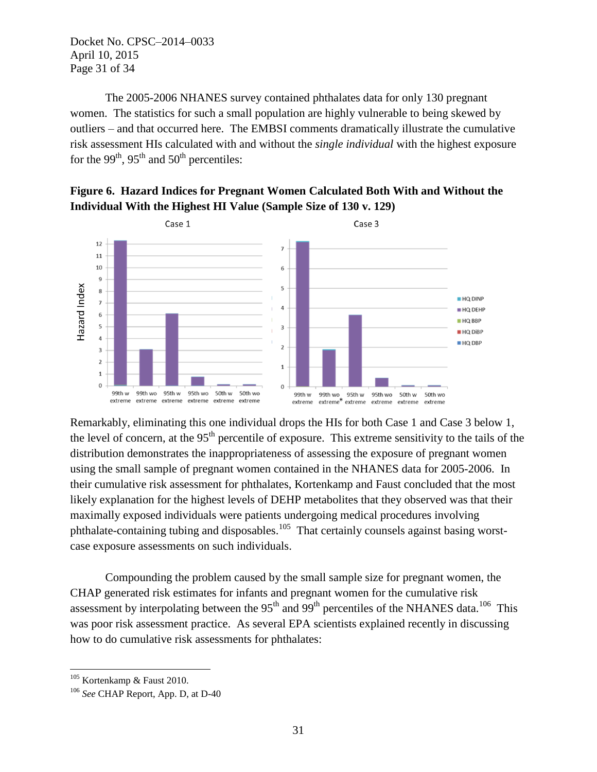The 2005-2006 NHANES survey contained phthalates data for only 130 pregnant women. The statistics for such a small population are highly vulnerable to being skewed by outliers – and that occurred here. The EMBSI comments dramatically illustrate the cumulative risk assessment HIs calculated with and without the *single individual* with the highest exposure for the 99th, 95th and 50th percentiles:

**Figure 6. Hazard Indices for Pregnant Women Calculated Both With and Without the Individual With the Highest HI Value (Sample Size of 130 v. 129)**

Remarkably, eliminating this one individual drops the HIs for both Case 1 and Case 3 below 1, the level of concern, at the 95th percentile of exposure. This extreme sensitivity to the tails of the distribution demonstrates the inappropriateness of assessing the exposure of pregnant women using the small sample of pregnant women contained in the NHANES data for 2005-2006. In their cumulative risk assessment for phthalates, Kortenkamp and Faust concluded that the most likely explanation for the highest levels of DEHP metabolites that they observed was that their maximally exposed individuals were patients undergoing medical procedures involving phthalate-containing tubing and disposables.[105] That certainly counsels against basing worst-case exposure assessments on such individuals.

Compounding the problem caused by the small sample size for pregnant women, the CHAP generated risk estimates for infants and pregnant women for the cumulative risk assessment by interpolating between the 95th and 99th percentiles of the NHANES data.[106] This was poor risk assessment practice. As several EPA scientists explained recently in discussing how to do cumulative risk assessments for phthalates:

---

[105] Kortenkamp & Faust 2010.

[106] *See* CHAP Report, App. D, at D-40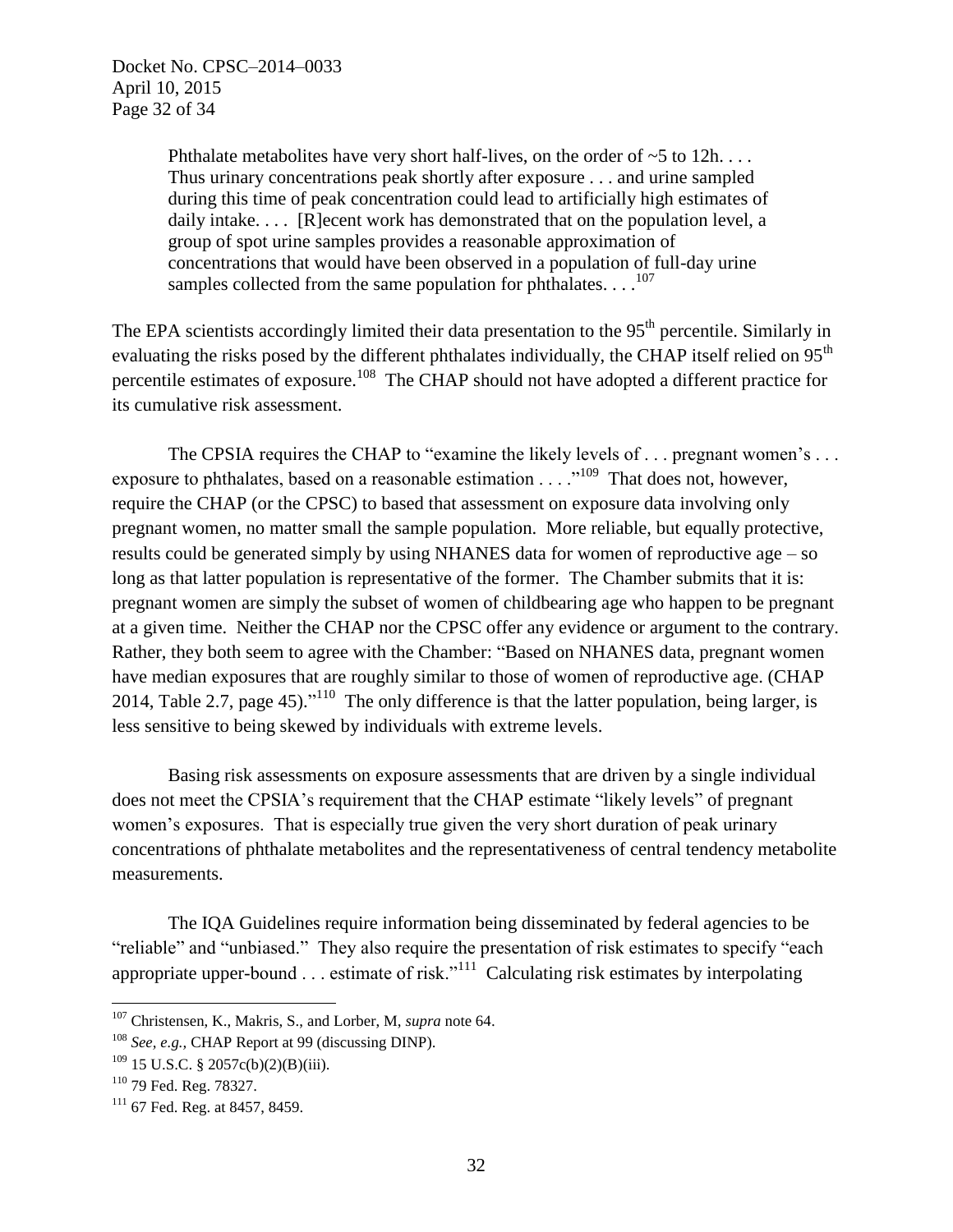> Phthalate metabolites have very short half-lives, on the order of ~5 to 12h. . . . Thus urinary concentrations peak shortly after exposure . . . and urine sampled during this time of peak concentration could lead to artificially high estimates of daily intake. . . . [R]ecent work has demonstrated that on the population level, a group of spot urine samples provides a reasonable approximation of concentrations that would have been observed in a population of full-day urine samples collected from the same population for phthalates. . . .[107]

The EPA scientists accordingly limited their data presentation to the 95th percentile. Similarly in evaluating the risks posed by the different phthalates individually, the CHAP itself relied on 95th percentile estimates of exposure.[108] The CHAP should not have adopted a different practice for its cumulative risk assessment.

The CPSIA requires the CHAP to "examine the likely levels of . . . pregnant women's . . . exposure to phthalates, based on a reasonable estimation . . . ."[109] That does not, however, require the CHAP (or the CPSC) to based that assessment on exposure data involving only pregnant women, no matter small the sample population. More reliable, but equally protective, results could be generated simply by using NHANES data for women of reproductive age – so long as that latter population is representative of the former. The Chamber submits that it is: pregnant women are simply the subset of women of childbearing age who happen to be pregnant at a given time. Neither the CHAP nor the CPSC offer any evidence or argument to the contrary. Rather, they both seem to agree with the Chamber: "Based on NHANES data, pregnant women have median exposures that are roughly similar to those of women of reproductive age. (CHAP 2014, Table 2.7, page 45)."[110] The only difference is that the latter population, being larger, is less sensitive to being skewed by individuals with extreme levels.

Basing risk assessments on exposure assessments that are driven by a single individual does not meet the CPSIA's requirement that the CHAP estimate "likely levels" of pregnant women's exposures. That is especially true given the very short duration of peak urinary concentrations of phthalate metabolites and the representativeness of central tendency metabolite measurements.

The IQA Guidelines require information being disseminated by federal agencies to be "reliable" and "unbiased." They also require the presentation of risk estimates to specify "each appropriate upper-bound . . . estimate of risk."[111] Calculating risk estimates by interpolating

---

[107] Christensen, K., Makris, S., and Lorber, M, *supra* note 64.

[108] *See, e.g.,* CHAP Report at 99 (discussing DINP).

[109] 15 U.S.C. § 2057c(b)(2)(B)(iii).

[110] 79 Fed. Reg. 78327.

[111] 67 Fed. Reg. at 8457, 8459.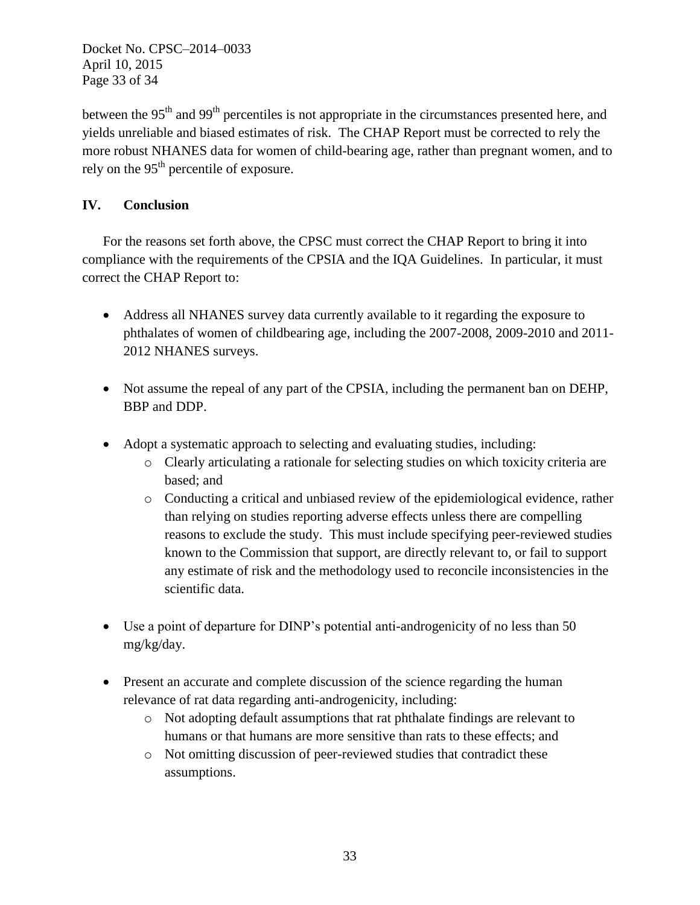between the 95th and 99th percentiles is not appropriate in the circumstances presented here, and yields unreliable and biased estimates of risk. The CHAP Report must be corrected to rely the more robust NHANES data for women of child-bearing age, rather than pregnant women, and to rely on the 95th percentile of exposure.

## IV. Conclusion

For the reasons set forth above, the CPSC must correct the CHAP Report to bring it into compliance with the requirements of the CPSIA and the IQA Guidelines. In particular, it must correct the CHAP Report to:

- Address all NHANES survey data currently available to it regarding the exposure to phthalates of women of childbearing age, including the 2007-2008, 2009-2010 and 2011-2012 NHANES surveys.
- Not assume the repeal of any part of the CPSIA, including the permanent ban on DEHP, BBP and DDP.
- Adopt a systematic approach to selecting and evaluating studies, including:
  - Clearly articulating a rationale for selecting studies on which toxicity criteria are based; and
  - Conducting a critical and unbiased review of the epidemiological evidence, rather than relying on studies reporting adverse effects unless there are compelling reasons to exclude the study. This must include specifying peer-reviewed studies known to the Commission that support, are directly relevant to, or fail to support any estimate of risk and the methodology used to reconcile inconsistencies in the scientific data.
- Use a point of departure for DINP's potential anti-androgenicity of no less than 50 mg/kg/day.
- Present an accurate and complete discussion of the science regarding the human relevance of rat data regarding anti-androgenicity, including:
  - Not adopting default assumptions that rat phthalate findings are relevant to humans or that humans are more sensitive than rats to these effects; and
  - Not omitting discussion of peer-reviewed studies that contradict these assumptions.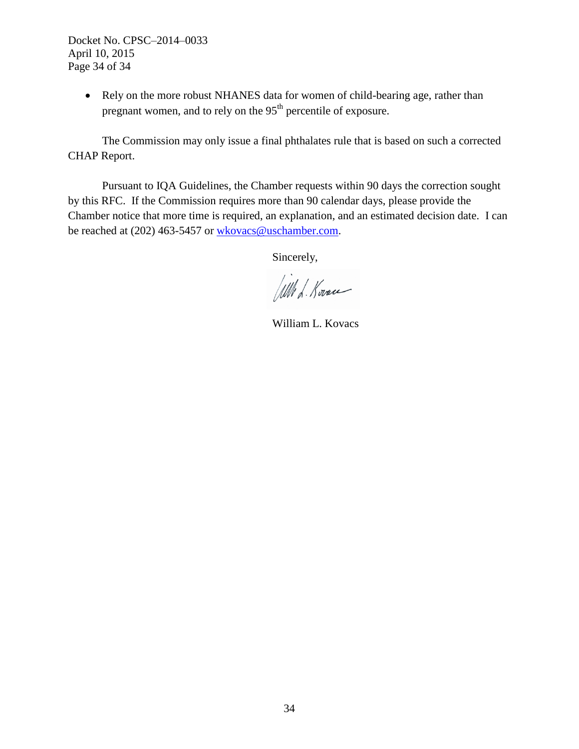- Rely on the more robust NHANES data for women of child-bearing age, rather than pregnant women, and to rely on the 95th percentile of exposure.

The Commission may only issue a final phthalates rule that is based on such a corrected CHAP Report.

Pursuant to IQA Guidelines, the Chamber requests within 90 days the correction sought by this RFC. If the Commission requires more than 90 calendar days, please provide the Chamber notice that more time is required, an explanation, and an estimated decision date. I can be reached at (202) 463-5457 or wkovacs@uschamber.com.

Sincerely,

William L. Kovacs